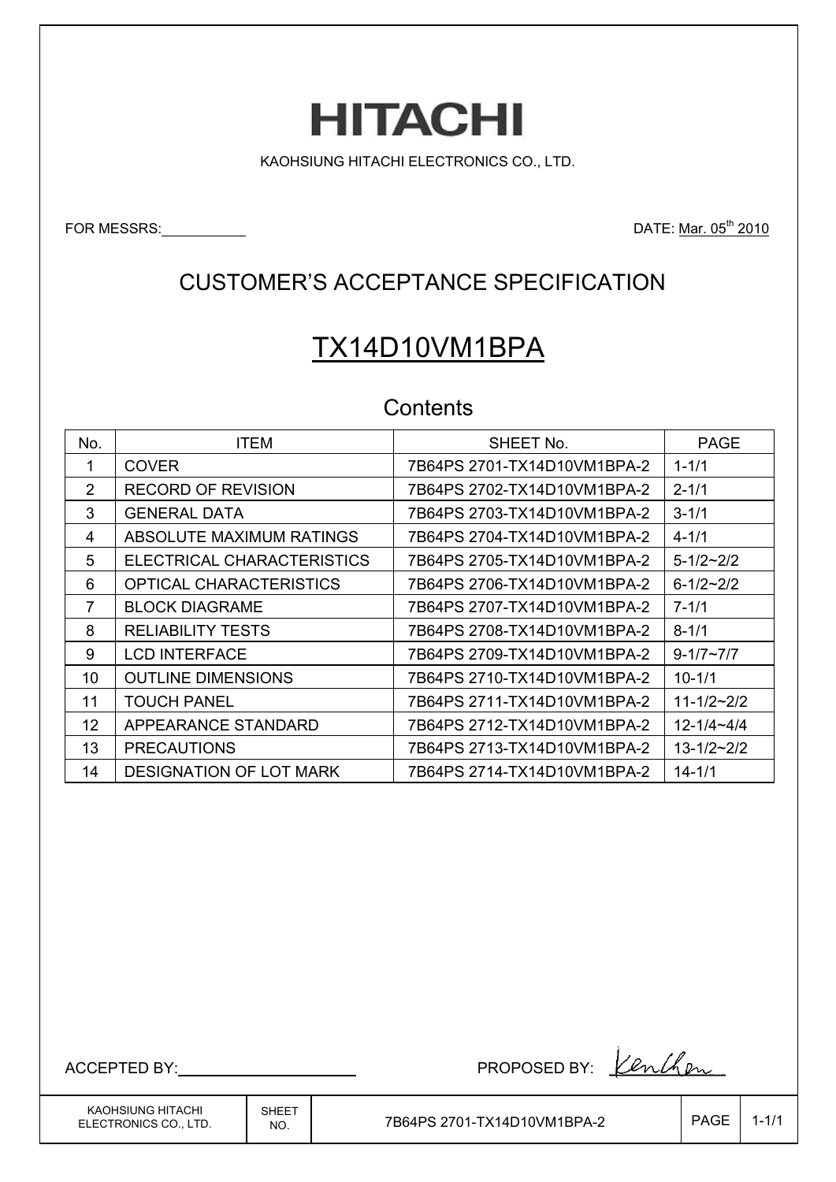# HITACHI

KAOHSIUNG HITACHI ELECTRONICS CO., LTD.

FOR MESSRS:\_\_\_\_\_\_\_\_\_\_ DATE: Mar. 05th 2010

## CUSTOMER'S ACCEPTANCE SPECIFICATION

# TX14D10VM1BPA

## Contents

| No. | ITEM | SHEET No. | PAGE |
|---|---|---|---|
| 1 | COVER | 7B64PS 2701-TX14D10VM1BPA-2 | 1-1/1 |
| 2 | RECORD OF REVISION | 7B64PS 2702-TX14D10VM1BPA-2 | 2-1/1 |
| 3 | GENERAL DATA | 7B64PS 2703-TX14D10VM1BPA-2 | 3-1/1 |
| 4 | ABSOLUTE MAXIMUM RATINGS | 7B64PS 2704-TX14D10VM1BPA-2 | 4-1/1 |
| 5 | ELECTRICAL CHARACTERISTICS | 7B64PS 2705-TX14D10VM1BPA-2 | 5-1/2~2/2 |
| 6 | OPTICAL CHARACTERISTICS | 7B64PS 2706-TX14D10VM1BPA-2 | 6-1/2~2/2 |
| 7 | BLOCK DIAGRAME | 7B64PS 2707-TX14D10VM1BPA-2 | 7-1/1 |
| 8 | RELIABILITY TESTS | 7B64PS 2708-TX14D10VM1BPA-2 | 8-1/1 |
| 9 | LCD INTERFACE | 7B64PS 2709-TX14D10VM1BPA-2 | 9-1/7~7/7 |
| 10 | OUTLINE DIMENSIONS | 7B64PS 2710-TX14D10VM1BPA-2 | 10-1/1 |
| 11 | TOUCH PANEL | 7B64PS 2711-TX14D10VM1BPA-2 | 11-1/2~2/2 |
| 12 | APPEARANCE STANDARD | 7B64PS 2712-TX14D10VM1BPA-2 | 12-1/4~4/4 |
| 13 | PRECAUTIONS | 7B64PS 2713-TX14D10VM1BPA-2 | 13-1/2~2/2 |
| 14 | DESIGNATION OF LOT MARK | 7B64PS 2714-TX14D10VM1BPA-2 | 14-1/1 |

ACCEPTED BY:\_\_\_\_\_\_\_\_\_\_\_\_\_\_\_\_\_\_\_\_ PROPOSED BY: Kenchen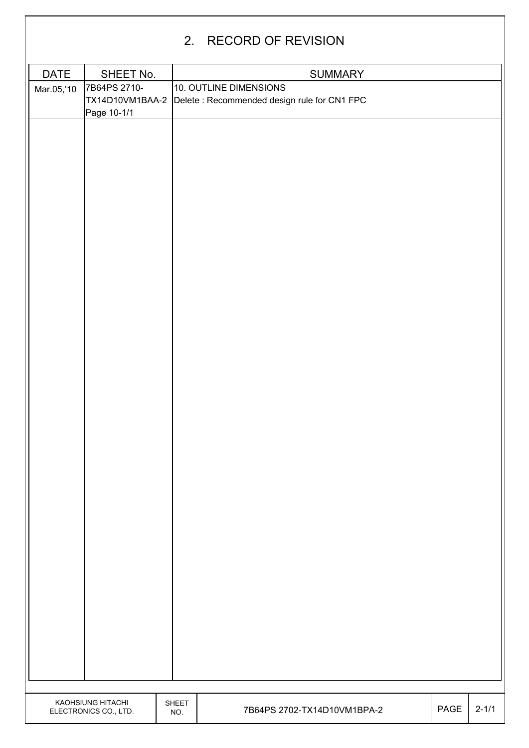# 2. RECORD OF REVISION

| DATE | SHEET No. | SUMMARY |
|---|---|---|
| Mar.05,'10 | 7B64PS 2710-TX14D10VM1BAA-2 Page 10-1/1 | 10. OUTLINE DIMENSIONS<br>Delete : Recommended design rule for CN1 FPC |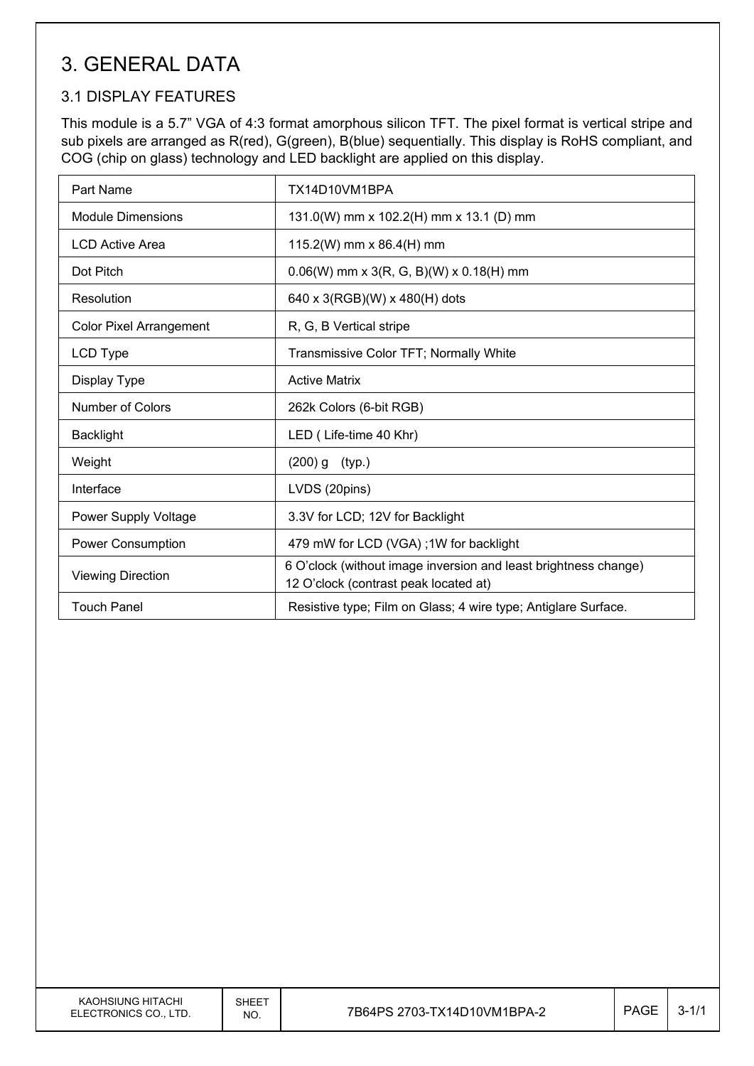# 3. GENERAL DATA

## 3.1 DISPLAY FEATURES

This module is a 5.7" VGA of 4:3 format amorphous silicon TFT. The pixel format is vertical stripe and sub pixels are arranged as R(red), G(green), B(blue) sequentially. This display is RoHS compliant, and COG (chip on glass) technology and LED backlight are applied on this display.

| Part Name | TX14D10VM1BPA |
|---|---|
| Module Dimensions | 131.0(W) mm x 102.2(H) mm x 13.1 (D) mm |
| LCD Active Area | 115.2(W) mm x 86.4(H) mm |
| Dot Pitch | 0.06(W) mm x 3(R, G, B)(W) x 0.18(H) mm |
| Resolution | 640 x 3(RGB)(W) x 480(H) dots |
| Color Pixel Arrangement | R, G, B Vertical stripe |
| LCD Type | Transmissive Color TFT; Normally White |
| Display Type | Active Matrix |
| Number of Colors | 262k Colors (6-bit RGB) |
| Backlight | LED ( Life-time 40 Khr) |
| Weight | (200) g (typ.) |
| Interface | LVDS (20pins) |
| Power Supply Voltage | 3.3V for LCD; 12V for Backlight |
| Power Consumption | 479 mW for LCD (VGA) ;1W for backlight |
| Viewing Direction | 6 O'clock (without image inversion and least brightness change)<br>12 O'clock (contrast peak located at) |
| Touch Panel | Resistive type; Film on Glass; 4 wire type; Antiglare Surface. |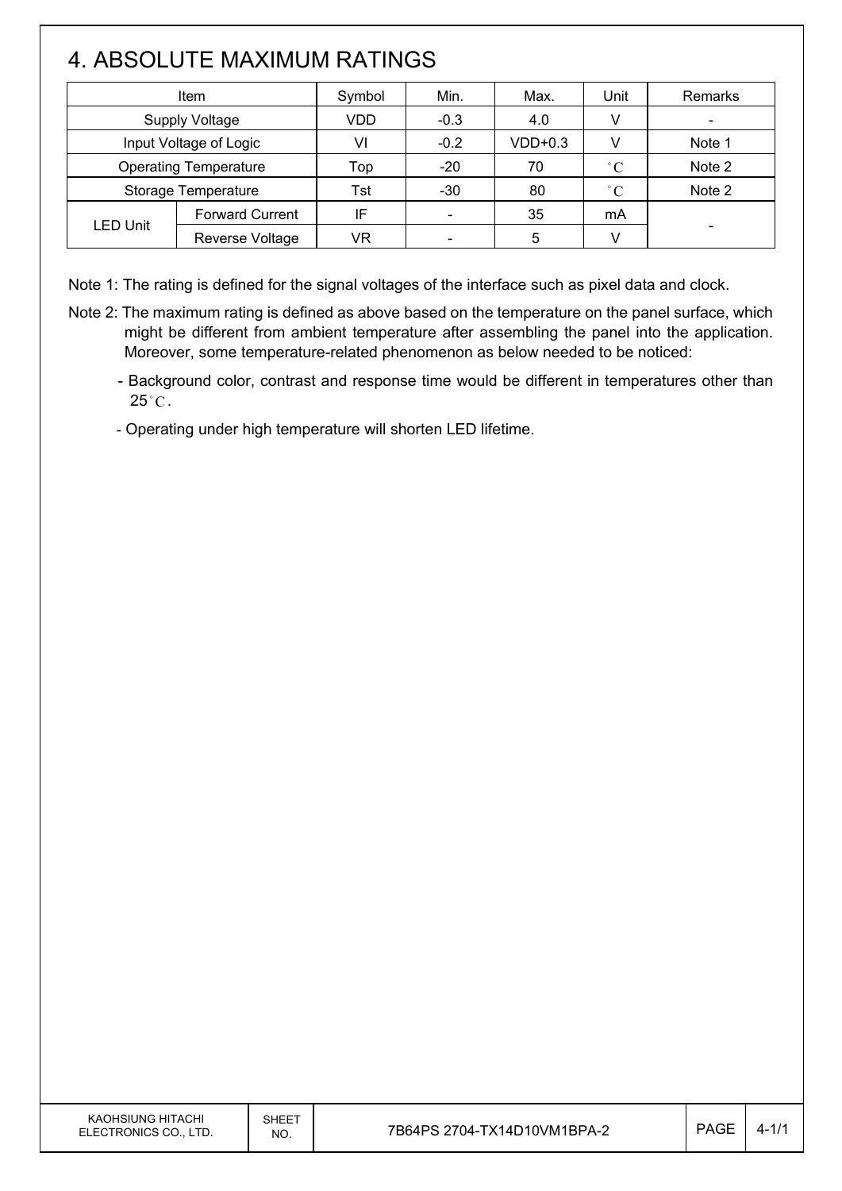# 4. ABSOLUTE MAXIMUM RATINGS

| Item | | Symbol | Min. | Max. | Unit | Remarks |
|---|---|---|---|---|---|---|
| Supply Voltage | | VDD | -0.3 | 4.0 | V | - |
| Input Voltage of Logic | | VI | -0.2 | VDD+0.3 | V | Note 1 |
| Operating Temperature | | Top | -20 | 70 | °C | Note 2 |
| Storage Temperature | | Tst | -30 | 80 | °C | Note 2 |
| LED Unit | Forward Current | IF | - | 35 | mA | - |
| | Reverse Voltage | VR | - | 5 | V | |

Note 1: The rating is defined for the signal voltages of the interface such as pixel data and clock.

Note 2: The maximum rating is defined as above based on the temperature on the panel surface, which might be different from ambient temperature after assembling the panel into the application. Moreover, some temperature-related phenomenon as below needed to be noticed:

- Background color, contrast and response time would be different in temperatures other than 25°C.
- Operating under high temperature will shorten LED lifetime.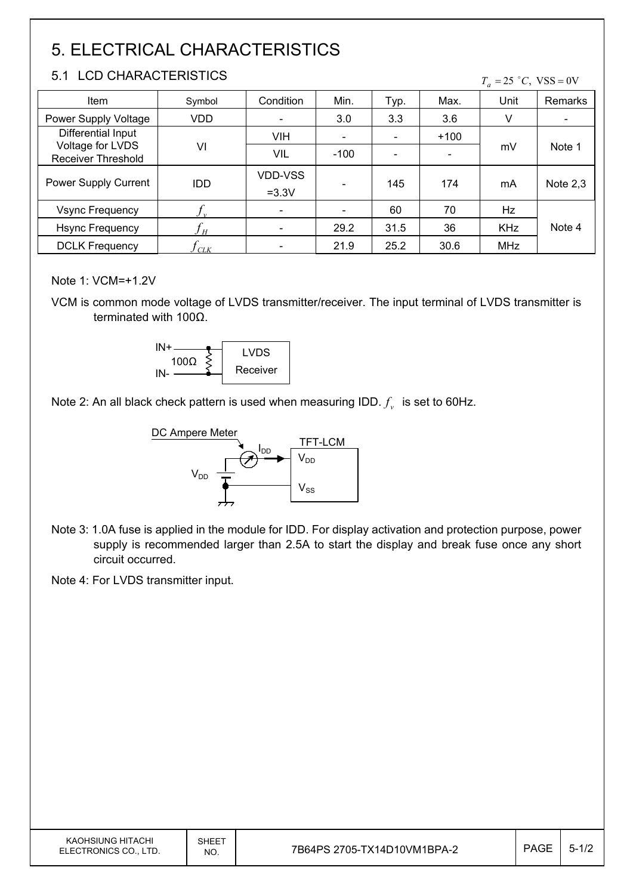# 5. ELECTRICAL CHARACTERISTICS

## 5.1 LCD CHARACTERISTICS

$T_a = 25\ ^\circ C,\ VSS = 0V$

| Item | Symbol | Condition | Min. | Typ. | Max. | Unit | Remarks |
|---|---|---|---|---|---|---|---|
| Power Supply Voltage | VDD | - | 3.0 | 3.3 | 3.6 | V | - |
| Differential Input Voltage for LVDS Receiver Threshold | VI | VIH | - | - | +100 | mV | Note 1 |
| | | VIL | -100 | - | - | | |
| Power Supply Current | IDD | VDD-VSS =3.3V | - | 145 | 174 | mA | Note 2,3 |
| Vsync Frequency | $f_v$ | - | - | 60 | 70 | Hz | Note 4 |
| Hsync Frequency | $f_H$ | - | 29.2 | 31.5 | 36 | KHz | |
| DCLK Frequency | $f_{CLK}$ | - | 21.9 | 25.2 | 30.6 | MHz | |

Note 1: VCM=+1.2V

VCM is common mode voltage of LVDS transmitter/receiver. The input terminal of LVDS transmitter is terminated with 100Ω.

IN+ / IN- — 100Ω — LVDS Receiver

Note 2: An all black check pattern is used when measuring IDD. $f_v$ is set to 60Hz.

DC Ampere Meter — $I_{DD}$ — TFT-LCM ($V_{DD}$, $V_{SS}$) — $V_{DD}$

Note 3: 1.0A fuse is applied in the module for IDD. For display activation and protection purpose, power supply is recommended larger than 2.5A to start the display and break fuse once any short circuit occurred.

Note 4: For LVDS transmitter input.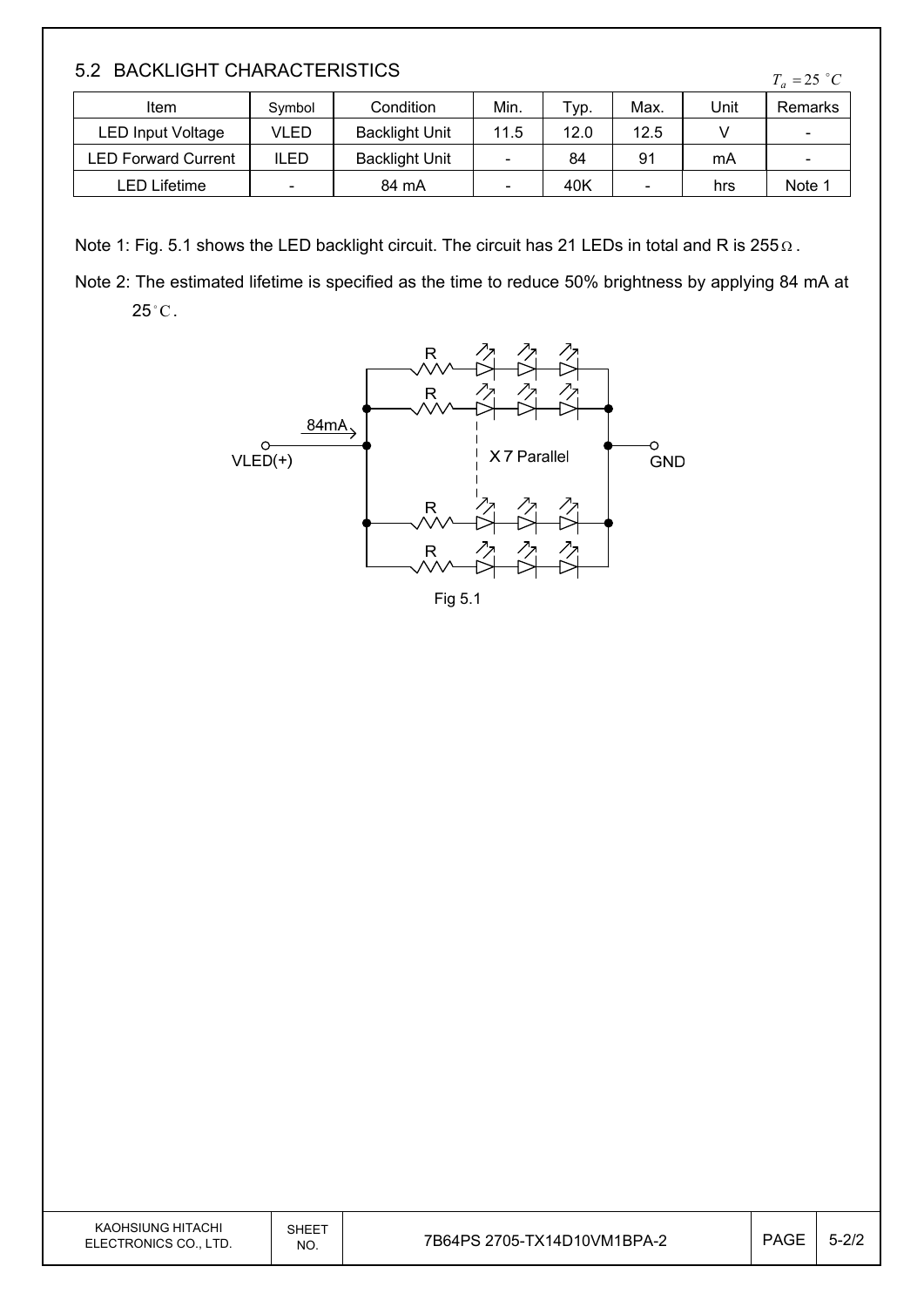## 5.2 BACKLIGHT CHARACTERISTICS

$T_a = 25\ ^\circ C$

| Item | Symbol | Condition | Min. | Typ. | Max. | Unit | Remarks |
|---|---|---|---|---|---|---|---|
| LED Input Voltage | VLED | Backlight Unit | 11.5 | 12.0 | 12.5 | V | - |
| LED Forward Current | ILED | Backlight Unit | - | 84 | 91 | mA | - |
| LED Lifetime | - | 84 mA | - | 40K | - | hrs | Note 1 |

Note 1: Fig. 5.1 shows the LED backlight circuit. The circuit has 21 LEDs in total and R is 255$\Omega$.

Note 2: The estimated lifetime is specified as the time to reduce 50% brightness by applying 84 mA at 25$^\circ$C.

84mA

VLED(+)

X 7 Parallel

GND

Fig 5.1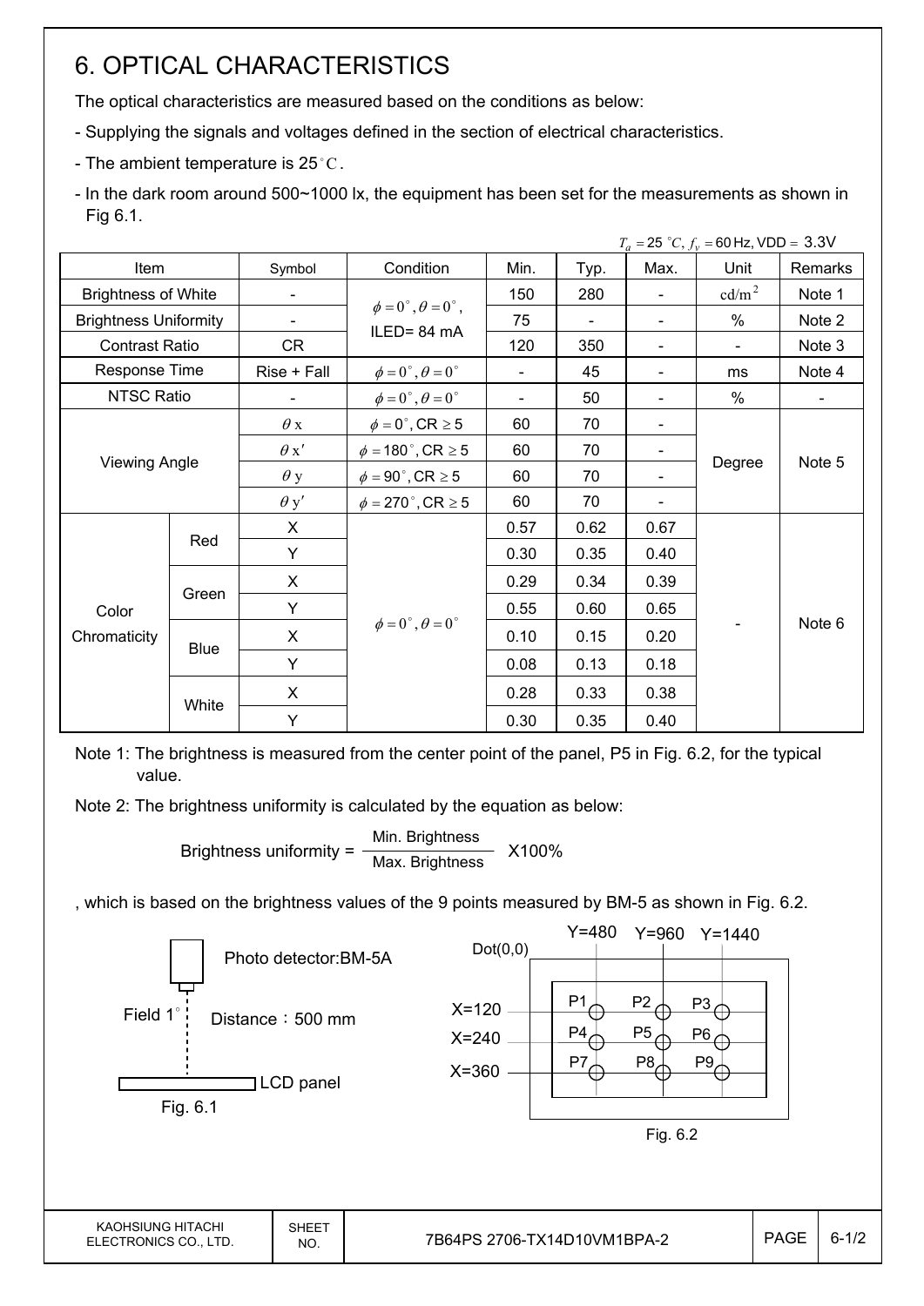# 6. OPTICAL CHARACTERISTICS

The optical characteristics are measured based on the conditions as below:

- Supplying the signals and voltages defined in the section of electrical characteristics.
- The ambient temperature is 25°C.
- In the dark room around 500~1000 lx, the equipment has been set for the measurements as shown in Fig 6.1.

$T_a = 25\ ^\circ C,\ f_v = 60$ Hz, VDD = 3.3V

| Item | | Symbol | Condition | Min. | Typ. | Max. | Unit | Remarks |
|---|---|---|---|---|---|---|---|---|
| Brightness of White | | - | $\phi = 0^\circ, \theta = 0^\circ$, ILED= 84 mA | 150 | 280 | - | $cd/m^2$ | Note 1 |
| Brightness Uniformity | | - | | 75 | - | - | % | Note 2 |
| Contrast Ratio | | CR | | 120 | 350 | - | - | Note 3 |
| Response Time | | Rise + Fall | $\phi = 0^\circ, \theta = 0^\circ$ | - | 45 | - | ms | Note 4 |
| NTSC Ratio | | - | $\phi = 0^\circ, \theta = 0^\circ$ | - | 50 | - | % | - |
| Viewing Angle | | $\theta$ x | $\phi = 0^\circ$, CR $\geq 5$ | 60 | 70 | - | Degree | Note 5 |
| | | $\theta$ x' | $\phi = 180^\circ$, CR $\geq 5$ | 60 | 70 | - | | |
| | | $\theta$ y | $\phi = 90^\circ$, CR $\geq 5$ | 60 | 70 | - | | |
| | | $\theta$ y' | $\phi = 270^\circ$, CR $\geq 5$ | 60 | 70 | - | | |
| Color Chromaticity | Red | X | $\phi = 0^\circ, \theta = 0^\circ$ | 0.57 | 0.62 | 0.67 | - | Note 6 |
| | | Y | | 0.30 | 0.35 | 0.40 | | |
| | Green | X | | 0.29 | 0.34 | 0.39 | | |
| | | Y | | 0.55 | 0.60 | 0.65 | | |
| | Blue | X | | 0.10 | 0.15 | 0.20 | | |
| | | Y | | 0.08 | 0.13 | 0.18 | | |
| | White | X | | 0.28 | 0.33 | 0.38 | | |
| | | Y | | 0.30 | 0.35 | 0.40 | | |

Note 1: The brightness is measured from the center point of the panel, P5 in Fig. 6.2, for the typical value.

Note 2: The brightness uniformity is calculated by the equation as below:

$$\text{Brightness uniformity} = \frac{\text{Min. Brightness}}{\text{Max. Brightness}} \text{ X100\%}$$

, which is based on the brightness values of the 9 points measured by BM-5 as shown in Fig. 6.2.

Photo detector:BM-5A

Field 1°

Distance：500 mm

LCD panel

Fig. 6.1

Dot(0,0)

Y=480 Y=960 Y=1440

X=120 X=240 X=360

P1 P2 P3 P4 P5 P6 P7 P8 P9

Fig. 6.2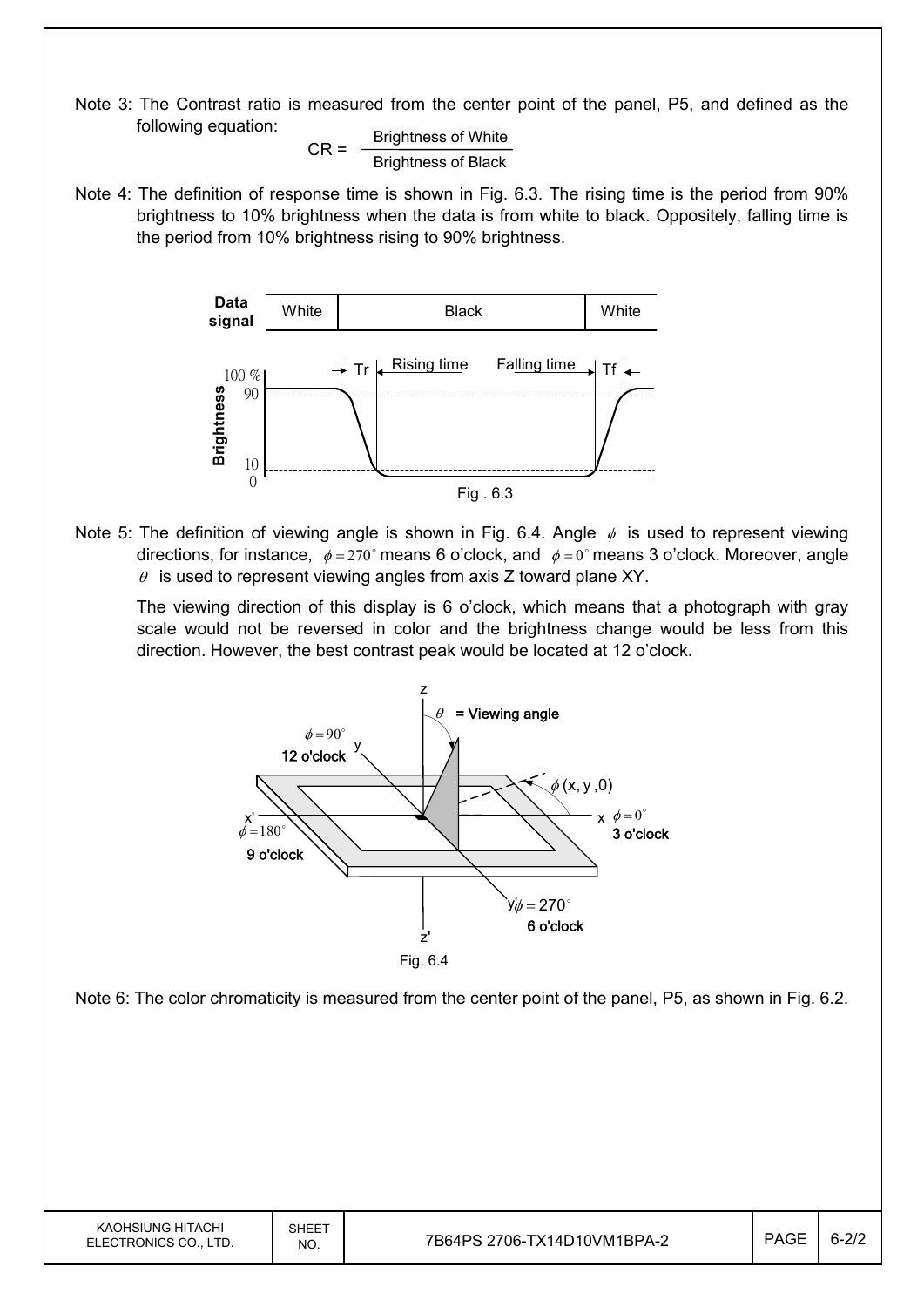Note 3: The Contrast ratio is measured from the center point of the panel, P5, and defined as the following equation:

$$CR = \frac{\text{Brightness of White}}{\text{Brightness of Black}}$$

Note 4: The definition of response time is shown in Fig. 6.3. The rising time is the period from 90% brightness to 10% brightness when the data is from white to black. Oppositely, falling time is the period from 10% brightness rising to 90% brightness.

Fig . 6.3

Note 5: The definition of viewing angle is shown in Fig. 6.4. Angle $\phi$ is used to represent viewing directions, for instance, $\phi = 270^\circ$ means 6 o'clock, and $\phi = 0^\circ$ means 3 o'clock. Moreover, angle $\theta$ is used to represent viewing angles from axis Z toward plane XY.

The viewing direction of this display is 6 o'clock, which means that a photograph with gray scale would not be reversed in color and the brightness change would be less from this direction. However, the best contrast peak would be located at 12 o'clock.

Fig. 6.4

Note 6: The color chromaticity is measured from the center point of the panel, P5, as shown in Fig. 6.2.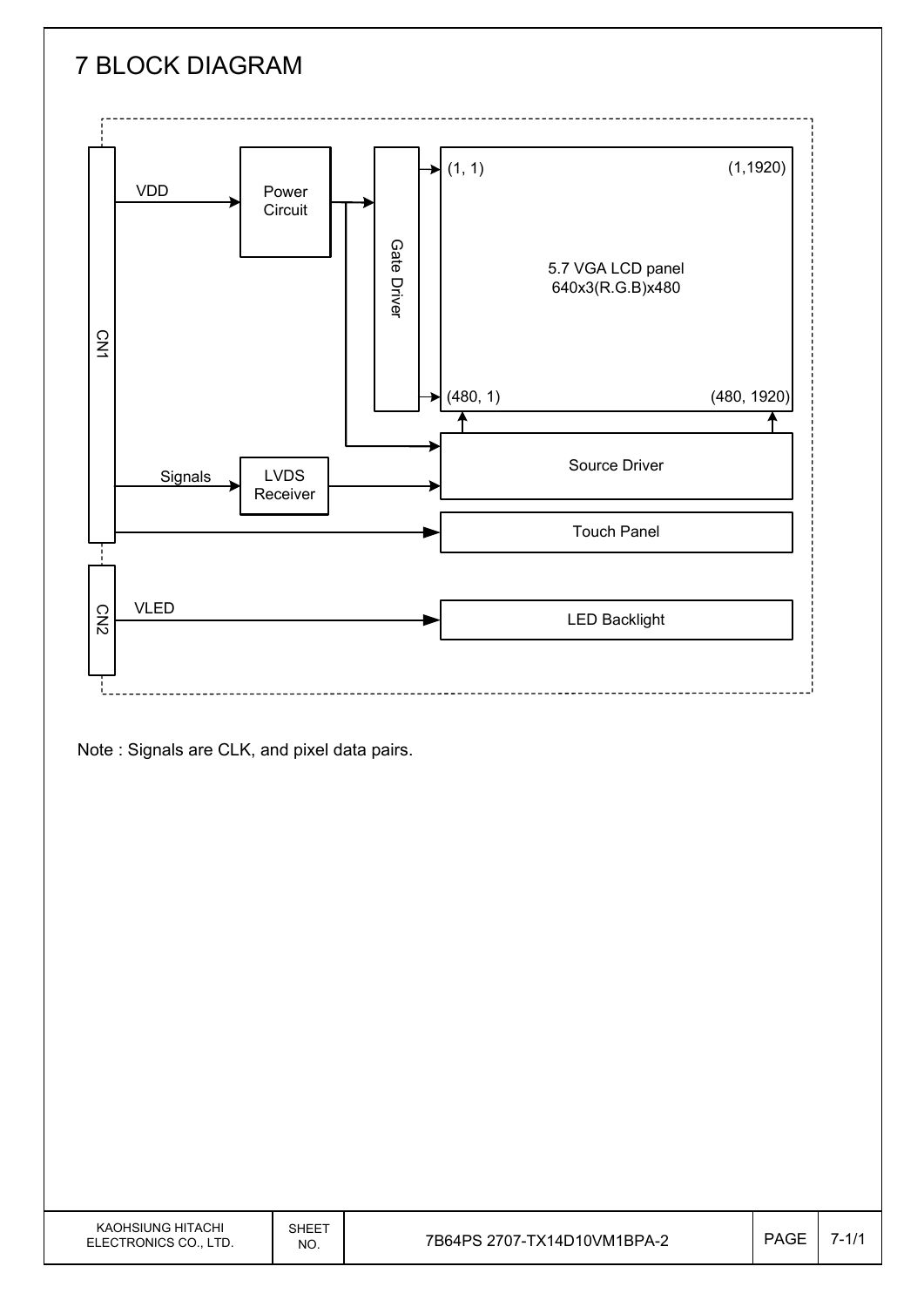# 7 BLOCK DIAGRAM

CN1

VDD

Power Circuit

Gate Driver

(1, 1)

(1,1920)

5.7 VGA LCD panel
640x3(R.G.B)x480

(480, 1)

(480, 1920)

Source Driver

Signals

LVDS Receiver

Touch Panel

CN2

VLED

LED Backlight

Note : Signals are CLK, and pixel data pairs.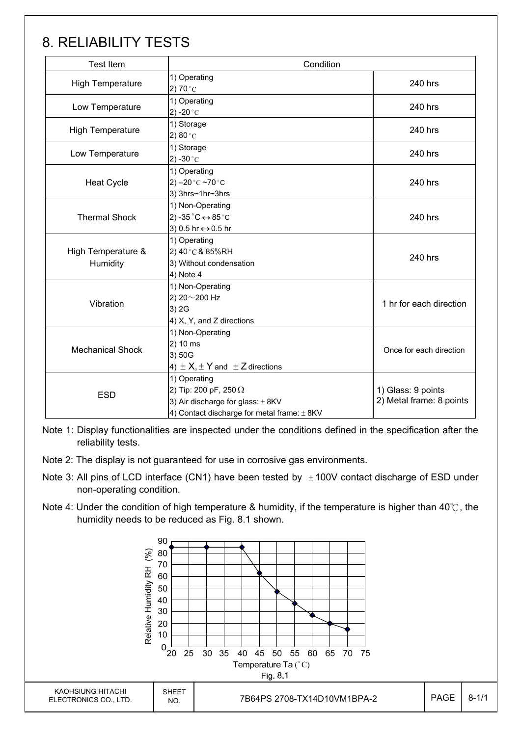# 8. RELIABILITY TESTS

| Test Item | Condition | |
|---|---|---|
| High Temperature | 1) Operating<br>2) 70°C | 240 hrs |
| Low Temperature | 1) Operating<br>2) -20°C | 240 hrs |
| High Temperature | 1) Storage<br>2) 80°C | 240 hrs |
| Low Temperature | 1) Storage<br>2) -30°C | 240 hrs |
| Heat Cycle | 1) Operating<br>2) –20°C ~70°C<br>3) 3hrs~1hr~3hrs | 240 hrs |
| Thermal Shock | 1) Non-Operating<br>2) -35°C ↔ 85°C<br>3) 0.5 hr ↔ 0.5 hr | 240 hrs |
| High Temperature & Humidity | 1) Operating<br>2) 40°C & 85%RH<br>3) Without condensation<br>4) Note 4 | 240 hrs |
| Vibration | 1) Non-Operating<br>2) 20～200 Hz<br>3) 2G<br>4) X, Y, and Z directions | 1 hr for each direction |
| Mechanical Shock | 1) Non-Operating<br>2) 10 ms<br>3) 50G<br>4) ±X, ±Y and ±Z directions | Once for each direction |
| ESD | 1) Operating<br>2) Tip: 200 pF, 250 Ω<br>3) Air discharge for glass: ± 8KV<br>4) Contact discharge for metal frame: ± 8KV | 1) Glass: 9 points<br>2) Metal frame: 8 points |

Note 1: Display functionalities are inspected under the conditions defined in the specification after the reliability tests.

Note 2: The display is not guaranteed for use in corrosive gas environments.

Note 3: All pins of LCD interface (CN1) have been tested by ±100V contact discharge of ESD under non-operating condition.

Note 4: Under the condition of high temperature & humidity, if the temperature is higher than 40℃, the humidity needs to be reduced as Fig. 8.1 shown.

Fig. 8.1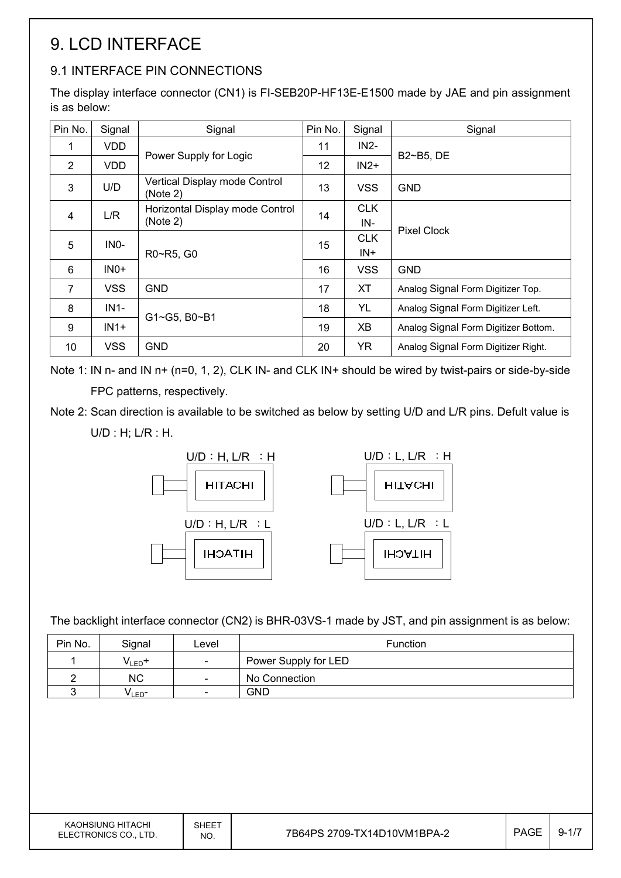# 9. LCD INTERFACE

## 9.1 INTERFACE PIN CONNECTIONS

The display interface connector (CN1) is FI-SEB20P-HF13E-E1500 made by JAE and pin assignment is as below:

| Pin No. | Signal | Signal | Pin No. | Signal | Signal |
|---|---|---|---|---|---|
| 1 | VDD | Power Supply for Logic | 11 | IN2- | B2~B5, DE |
| 2 | VDD | | 12 | IN2+ | |
| 3 | U/D | Vertical Display mode Control (Note 2) | 13 | VSS | GND |
| 4 | L/R | Horizontal Display mode Control (Note 2) | 14 | CLK IN- | Pixel Clock |
| 5 | IN0- | R0~R5, G0 | 15 | CLK IN+ | |
| 6 | IN0+ | | 16 | VSS | GND |
| 7 | VSS | GND | 17 | XT | Analog Signal Form Digitizer Top. |
| 8 | IN1- | G1~G5, B0~B1 | 18 | YL | Analog Signal Form Digitizer Left. |
| 9 | IN1+ | | 19 | XB | Analog Signal Form Digitizer Bottom. |
| 10 | VSS | GND | 20 | YR | Analog Signal Form Digitizer Right. |

Note 1: IN n- and IN n+ (n=0, 1, 2), CLK IN- and CLK IN+ should be wired by twist-pairs or side-by-side FPC patterns, respectively.

Note 2: Scan direction is available to be switched as below by setting U/D and L/R pins. Defult value is U/D : H; L/R : H.

U/D：H, L/R ：H — HITACHI

U/D：L, L/R ：H — HITACHI (vertically flipped)

U/D：H, L/R ：L — IHCATIH

U/D：L, L/R ：L — IHCATIH (vertically flipped)

The backlight interface connector (CN2) is BHR-03VS-1 made by JST, and pin assignment is as below:

| Pin No. | Signal | Level | Function |
|---|---|---|---|
| 1 | $V_{LED}$+ | - | Power Supply for LED |
| 2 | NC | - | No Connection |
| 3 | $V_{LED}$- | - | GND |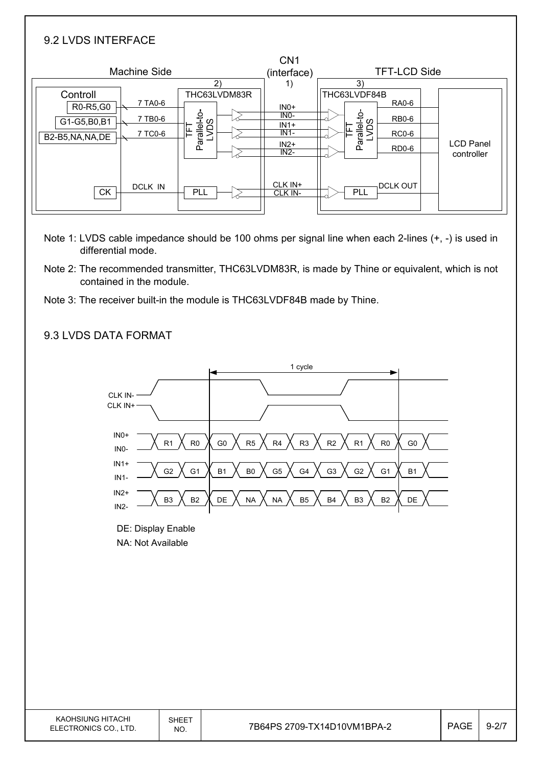## 9.2 LVDS INTERFACE

Machine Side | CN1 (interface) 1) | TFT-LCD Side

Controll: R0-R5,G0 → 7 TA0-6; G1-G5,B0,B1 → 7 TB0-6; B2-B5,NA,NA,DE → 7 TC0-6; CK → DCLK IN

2) THC63LVDM83R (TFT Parallel-to-LVDS, PLL) → IN0+, IN0-, IN1+, IN1-, IN2+, IN2-, CLK IN+, CLK IN- → 3) THC63LVDF84B (TFT Parallel-to-LVDS, PLL) → RA0-6, RB0-6, RC0-6, RD0-6, DCLK OUT → LCD Panel controller

Note 1: LVDS cable impedance should be 100 ohms per signal line when each 2-lines (+, -) is used in differential mode.

Note 2: The recommended transmitter, THC63LVDM83R, is made by Thine or equivalent, which is not contained in the module.

Note 3: The receiver built-in the module is THC63LVDF84B made by Thine.

## 9.3 LVDS DATA FORMAT

1 cycle

| Signal | | | | | | | | | | |
|---|---|---|---|---|---|---|---|---|---|---|
| IN0+ / IN0- | R1 | R0 | G0 | R5 | R4 | R3 | R2 | R1 | R0 | G0 |
| IN1+ / IN1- | G2 | G1 | B1 | B0 | G5 | G4 | G3 | G2 | G1 | B1 |
| IN2+ / IN2- | B3 | B2 | DE | NA | NA | B5 | B4 | B3 | B2 | DE |

(CLK IN-, CLK IN+ shown as clock reference)

DE: Display Enable

NA: Not Available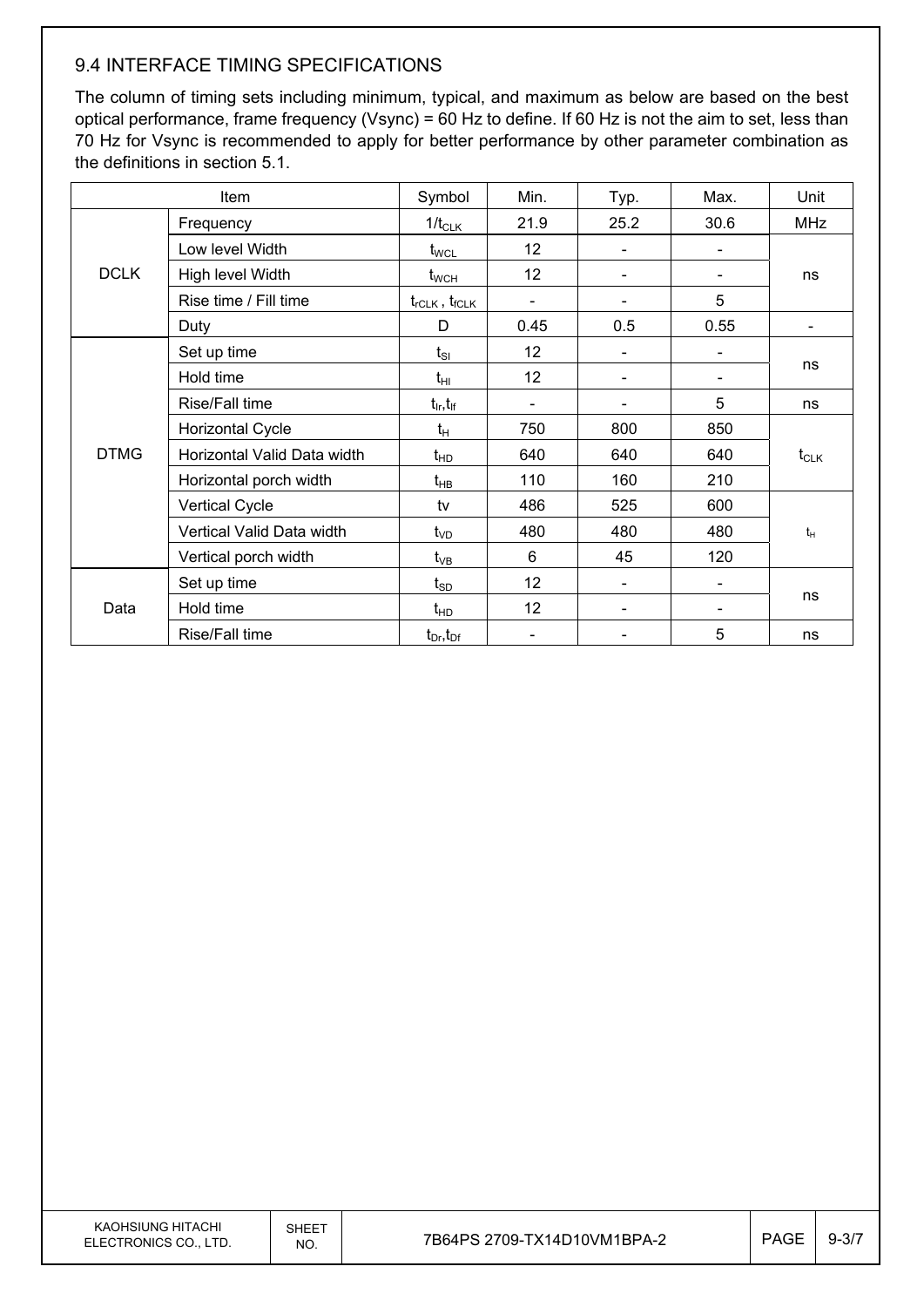## 9.4 INTERFACE TIMING SPECIFICATIONS

The column of timing sets including minimum, typical, and maximum as below are based on the best optical performance, frame frequency (Vsync) = 60 Hz to define. If 60 Hz is not the aim to set, less than 70 Hz for Vsync is recommended to apply for better performance by other parameter combination as the definitions in section 5.1.

| Item | | Symbol | Min. | Typ. | Max. | Unit |
|---|---|---|---|---|---|---|
| DCLK | Frequency | $1/t_{CLK}$ | 21.9 | 25.2 | 30.6 | MHz |
| | Low level Width | $t_{WCL}$ | 12 | - | - | ns |
| | High level Width | $t_{WCH}$ | 12 | - | - | ns |
| | Rise time / Fill time | $t_{rCLK}$ , $t_{fCLK}$ | - | - | 5 | ns |
| | Duty | D | 0.45 | 0.5 | 0.55 | - |
| DTMG | Set up time | $t_{SI}$ | 12 | - | - | ns |
| | Hold time | $t_{HI}$ | 12 | - | - | ns |
| | Rise/Fall time | $t_{Ir}$,$t_{If}$ | - | - | 5 | ns |
| | Horizontal Cycle | $t_H$ | 750 | 800 | 850 | $t_{CLK}$ |
| | Horizontal Valid Data width | $t_{HD}$ | 640 | 640 | 640 | $t_{CLK}$ |
| | Horizontal porch width | $t_{HB}$ | 110 | 160 | 210 | $t_{CLK}$ |
| | Vertical Cycle | tv | 486 | 525 | 600 | $t_H$ |
| | Vertical Valid Data width | $t_{VD}$ | 480 | 480 | 480 | $t_H$ |
| | Vertical porch width | $t_{VB}$ | 6 | 45 | 120 | $t_H$ |
| Data | Set up time | $t_{SD}$ | 12 | - | - | ns |
| | Hold time | $t_{HD}$ | 12 | - | - | ns |
| | Rise/Fall time | $t_{Dr}$,$t_{Df}$ | - | - | 5 | ns |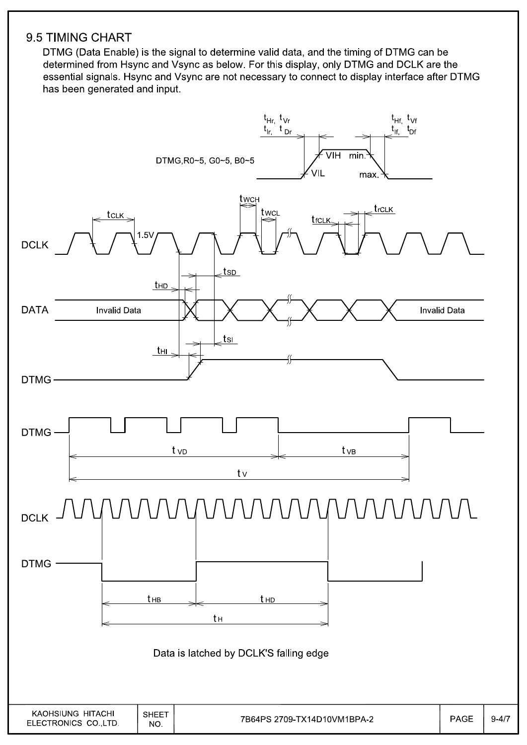## 9.5 TIMING CHART

DTMG (Data Enable) is the signal to determine valid data, and the timing of DTMG can be determined from Hsync and Vsync as below. For this display, only DTMG and DCLK are the essential signals. Hsync and Vsync are not necessary to connect to display interface after DTMG has been generated and input.

$t_{Hr}$, $t_{Vr}$, $t_{Ir}$, $t_{Dr}$ — $t_{Hf}$, $t_{Vf}$, $t_{If}$, $t_{Df}$

DTMG,R0~5, G0~5, B0~5 — VIH min., VIL max.

DCLK — $t_{CLK}$, 1.5V, $t_{WCH}$, $t_{WCL}$, $t_{fCLK}$, $t_{rCLK}$

DATA — Invalid Data, $t_{HD}$, $t_{SD}$, Invalid Data

DTMG — $t_{HI}$, $t_{SI}$

DTMG — $t_{VD}$, $t_{VB}$, $t_V$

DCLK

DTMG — $t_{HB}$, $t_{HD}$, $t_H$

Data is latched by DCLK'S falling edge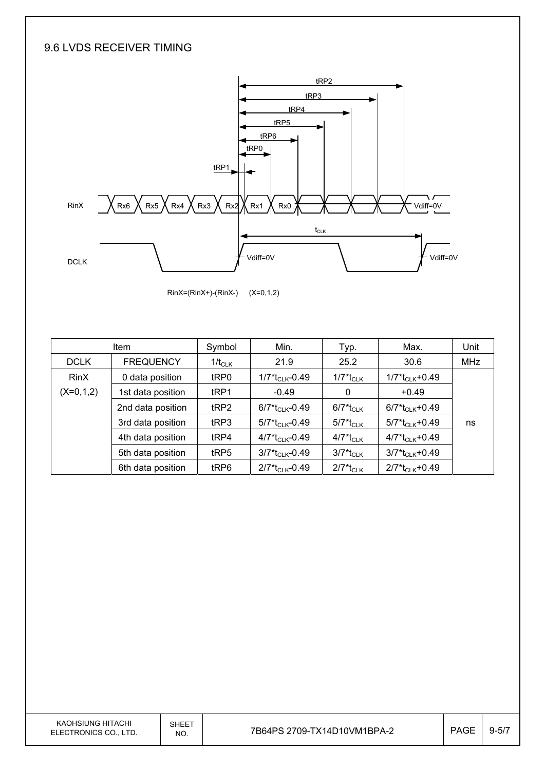## 9.6 LVDS RECEIVER TIMING

RinX=(RinX+)-(RinX-) (X=0,1,2)

| Item | | Symbol | Min. | Typ. | Max. | Unit |
|---|---|---|---|---|---|---|
| DCLK | FREQUENCY | $1/t_{CLK}$ | 21.9 | 25.2 | 30.6 | MHz |
| RinX (X=0,1,2) | 0 data position | tRP0 | $1/7*t_{CLK}$-0.49 | $1/7*t_{CLK}$ | $1/7*t_{CLK}$+0.49 | ns |
| | 1st data position | tRP1 | -0.49 | 0 | +0.49 | |
| | 2nd data position | tRP2 | $6/7*t_{CLK}$-0.49 | $6/7*t_{CLK}$ | $6/7*t_{CLK}$+0.49 | |
| | 3rd data position | tRP3 | $5/7*t_{CLK}$-0.49 | $5/7*t_{CLK}$ | $5/7*t_{CLK}$+0.49 | |
| | 4th data position | tRP4 | $4/7*t_{CLK}$-0.49 | $4/7*t_{CLK}$ | $4/7*t_{CLK}$+0.49 | |
| | 5th data position | tRP5 | $3/7*t_{CLK}$-0.49 | $3/7*t_{CLK}$ | $3/7*t_{CLK}$+0.49 | |
| | 6th data position | tRP6 | $2/7*t_{CLK}$-0.49 | $2/7*t_{CLK}$ | $2/7*t_{CLK}$+0.49 | |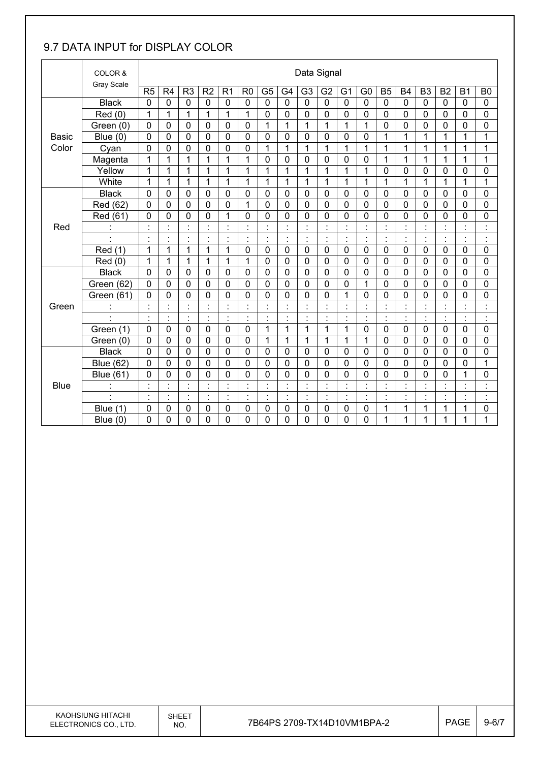## 9.7 DATA INPUT for DISPLAY COLOR

| | COLOR & Gray Scale | Data Signal | | | | | | | | | | | | | | | | | |
|---|---|---|---|---|---|---|---|---|---|---|---|---|---|---|---|---|---|---|---|
| | | R5 | R4 | R3 | R2 | R1 | R0 | G5 | G4 | G3 | G2 | G1 | G0 | B5 | B4 | B3 | B2 | B1 | B0 |
| Basic Color | Black | 0 | 0 | 0 | 0 | 0 | 0 | 0 | 0 | 0 | 0 | 0 | 0 | 0 | 0 | 0 | 0 | 0 | 0 |
| | Red (0) | 1 | 1 | 1 | 1 | 1 | 1 | 0 | 0 | 0 | 0 | 0 | 0 | 0 | 0 | 0 | 0 | 0 | 0 |
| | Green (0) | 0 | 0 | 0 | 0 | 0 | 0 | 1 | 1 | 1 | 1 | 1 | 1 | 0 | 0 | 0 | 0 | 0 | 0 |
| | Blue (0) | 0 | 0 | 0 | 0 | 0 | 0 | 0 | 0 | 0 | 0 | 0 | 0 | 1 | 1 | 1 | 1 | 1 | 1 |
| | Cyan | 0 | 0 | 0 | 0 | 0 | 0 | 1 | 1 | 1 | 1 | 1 | 1 | 1 | 1 | 1 | 1 | 1 | 1 |
| | Magenta | 1 | 1 | 1 | 1 | 1 | 1 | 0 | 0 | 0 | 0 | 0 | 0 | 1 | 1 | 1 | 1 | 1 | 1 |
| | Yellow | 1 | 1 | 1 | 1 | 1 | 1 | 1 | 1 | 1 | 1 | 1 | 1 | 0 | 0 | 0 | 0 | 0 | 0 |
| | White | 1 | 1 | 1 | 1 | 1 | 1 | 1 | 1 | 1 | 1 | 1 | 1 | 1 | 1 | 1 | 1 | 1 | 1 |
| Red | Black | 0 | 0 | 0 | 0 | 0 | 0 | 0 | 0 | 0 | 0 | 0 | 0 | 0 | 0 | 0 | 0 | 0 | 0 |
| | Red (62) | 0 | 0 | 0 | 0 | 0 | 1 | 0 | 0 | 0 | 0 | 0 | 0 | 0 | 0 | 0 | 0 | 0 | 0 |
| | Red (61) | 0 | 0 | 0 | 0 | 1 | 0 | 0 | 0 | 0 | 0 | 0 | 0 | 0 | 0 | 0 | 0 | 0 | 0 |
| | : | : | : | : | : | : | : | : | : | : | : | : | : | : | : | : | : | : | : |
| | : | : | : | : | : | : | : | : | : | : | : | : | : | : | : | : | : | : | : |
| | Red (1) | 1 | 1 | 1 | 1 | 1 | 0 | 0 | 0 | 0 | 0 | 0 | 0 | 0 | 0 | 0 | 0 | 0 | 0 |
| | Red (0) | 1 | 1 | 1 | 1 | 1 | 1 | 0 | 0 | 0 | 0 | 0 | 0 | 0 | 0 | 0 | 0 | 0 | 0 |
| Green | Black | 0 | 0 | 0 | 0 | 0 | 0 | 0 | 0 | 0 | 0 | 0 | 0 | 0 | 0 | 0 | 0 | 0 | 0 |
| | Green (62) | 0 | 0 | 0 | 0 | 0 | 0 | 0 | 0 | 0 | 0 | 0 | 1 | 0 | 0 | 0 | 0 | 0 | 0 |
| | Green (61) | 0 | 0 | 0 | 0 | 0 | 0 | 0 | 0 | 0 | 0 | 1 | 0 | 0 | 0 | 0 | 0 | 0 | 0 |
| | : | : | : | : | : | : | : | : | : | : | : | : | : | : | : | : | : | : | : |
| | : | : | : | : | : | : | : | : | : | : | : | : | : | : | : | : | : | : | : |
| | Green (1) | 0 | 0 | 0 | 0 | 0 | 0 | 1 | 1 | 1 | 1 | 1 | 0 | 0 | 0 | 0 | 0 | 0 | 0 |
| | Green (0) | 0 | 0 | 0 | 0 | 0 | 0 | 1 | 1 | 1 | 1 | 1 | 1 | 0 | 0 | 0 | 0 | 0 | 0 |
| Blue | Black | 0 | 0 | 0 | 0 | 0 | 0 | 0 | 0 | 0 | 0 | 0 | 0 | 0 | 0 | 0 | 0 | 0 | 0 |
| | Blue (62) | 0 | 0 | 0 | 0 | 0 | 0 | 0 | 0 | 0 | 0 | 0 | 0 | 0 | 0 | 0 | 0 | 0 | 1 |
| | Blue (61) | 0 | 0 | 0 | 0 | 0 | 0 | 0 | 0 | 0 | 0 | 0 | 0 | 0 | 0 | 0 | 0 | 1 | 0 |
| | : | : | : | : | : | : | : | : | : | : | : | : | : | : | : | : | : | : | : |
| | : | : | : | : | : | : | : | : | : | : | : | : | : | : | : | : | : | : | : |
| | Blue (1) | 0 | 0 | 0 | 0 | 0 | 0 | 0 | 0 | 0 | 0 | 0 | 0 | 1 | 1 | 1 | 1 | 1 | 0 |
| | Blue (0) | 0 | 0 | 0 | 0 | 0 | 0 | 0 | 0 | 0 | 0 | 0 | 0 | 1 | 1 | 1 | 1 | 1 | 1 |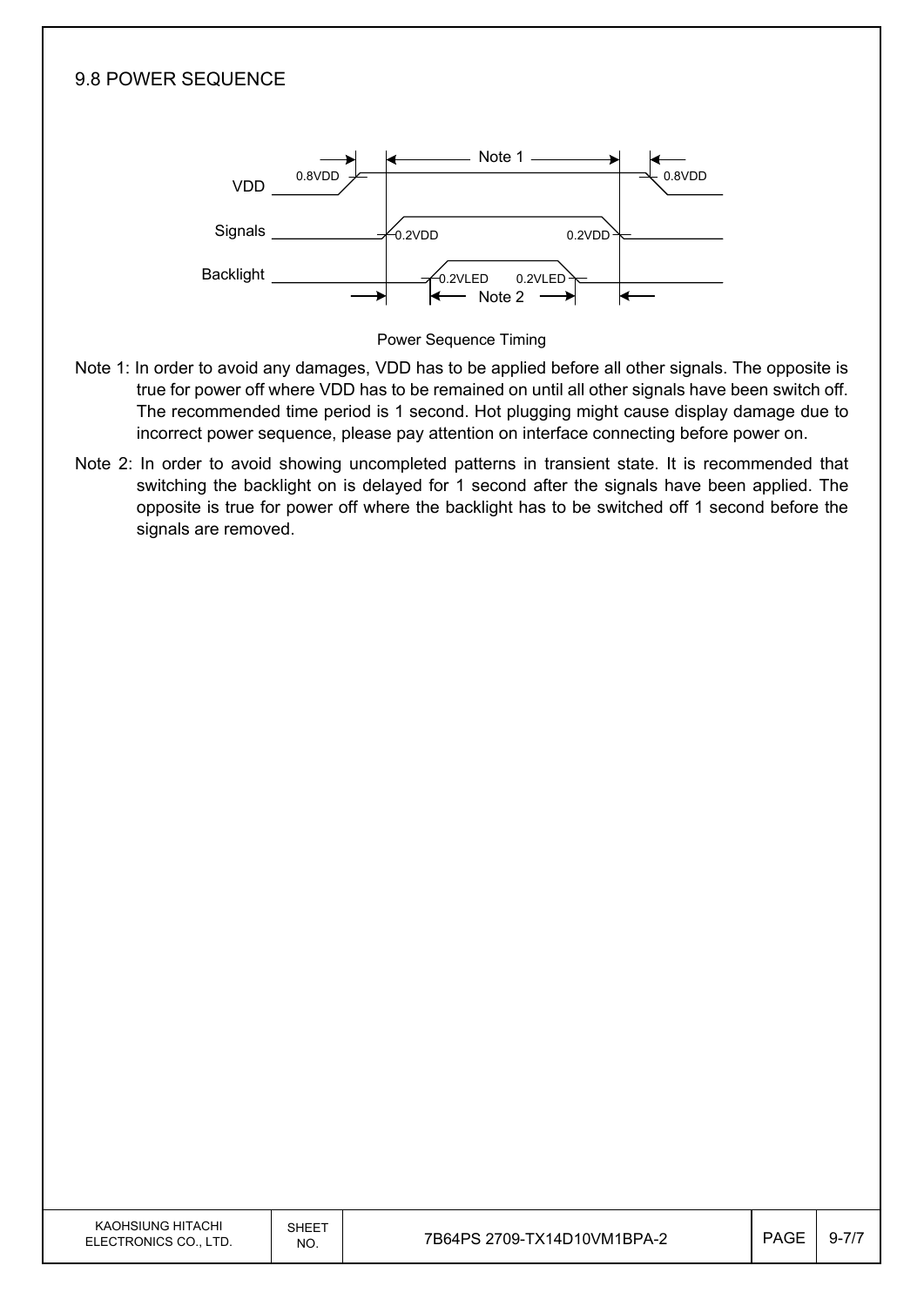## 9.8 POWER SEQUENCE

Power Sequence Timing

Note 1: In order to avoid any damages, VDD has to be applied before all other signals. The opposite is true for power off where VDD has to be remained on until all other signals have been switch off. The recommended time period is 1 second. Hot plugging might cause display damage due to incorrect power sequence, please pay attention on interface connecting before power on.

Note 2: In order to avoid showing uncompleted patterns in transient state. It is recommended that switching the backlight on is delayed for 1 second after the signals have been applied. The opposite is true for power off where the backlight has to be switched off 1 second before the signals are removed.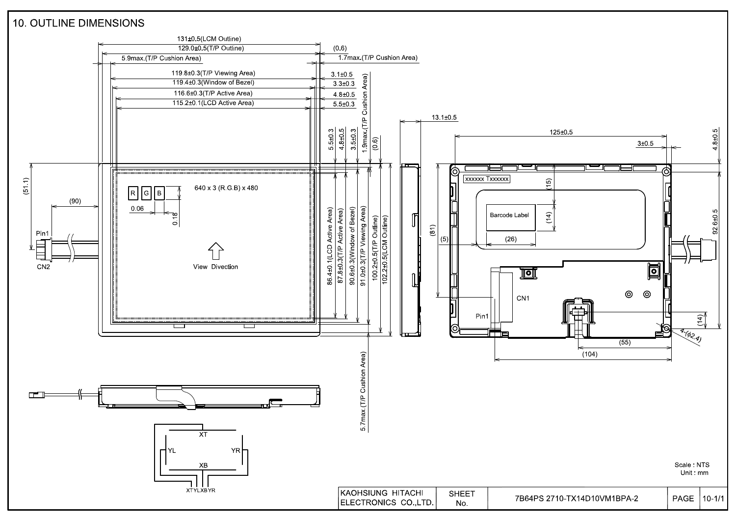# 10. OUTLINE DIMENSIONS

131±0.5(LCM Outline)
129.0±0.5(T/P Outline)
5.9max.(T/P Cushion Area)
(0.6)
1.7max.(T/P Cushion Area)
119.8±0.3(T/P Viewing Area)
119.4±0.3(Window of Bezel)
116.6±0.3(T/P Active Area)
115.2±0.1(LCD Active Area)
3.1±0.5
3.3±0.3
4.8±0.5
5.5±0.3
1.9max.(T/P Cushion Area)
(0.6)
5.5±0.3
4.8±0.5
3.5±0.3
13.1±0.5
125±0.5
3±0.5
4.8±0.5
(51.1)
(90)
Pin1
CN2
R G B
640 x 3 (R.G.B) x 480
0.06
0.18
View Divection
86.4±0.1(LCD Active Area)
87.8±0.3(T/P Active Area)
90.6±0.3(Window of Bezel)
91.0±0.3(T/P Viewing Area)
100.2±0.5(T/P Outline)
102.2±0.5(LCM Outline)
5.7max.(T/P Cushion Area)
xxxxxx Txxxxxx
(15)
Barcode Label
(14)
(81)
(5)
(26)
92.6±0.5
CN1
Pin1
(14)
4-(φ2.4)
(55)
(104)
XT
YL
YR
XB
XTYLXBYR

Scale : NTS
Unit : mm

| KAOHSIUNG HITACHI ELECTRONICS CO.,LTD. | SHEET No. | 7B64PS 2710-TX14D10VM1BPA-2 | PAGE | 10-1/1 |
|---|---|---|---|---|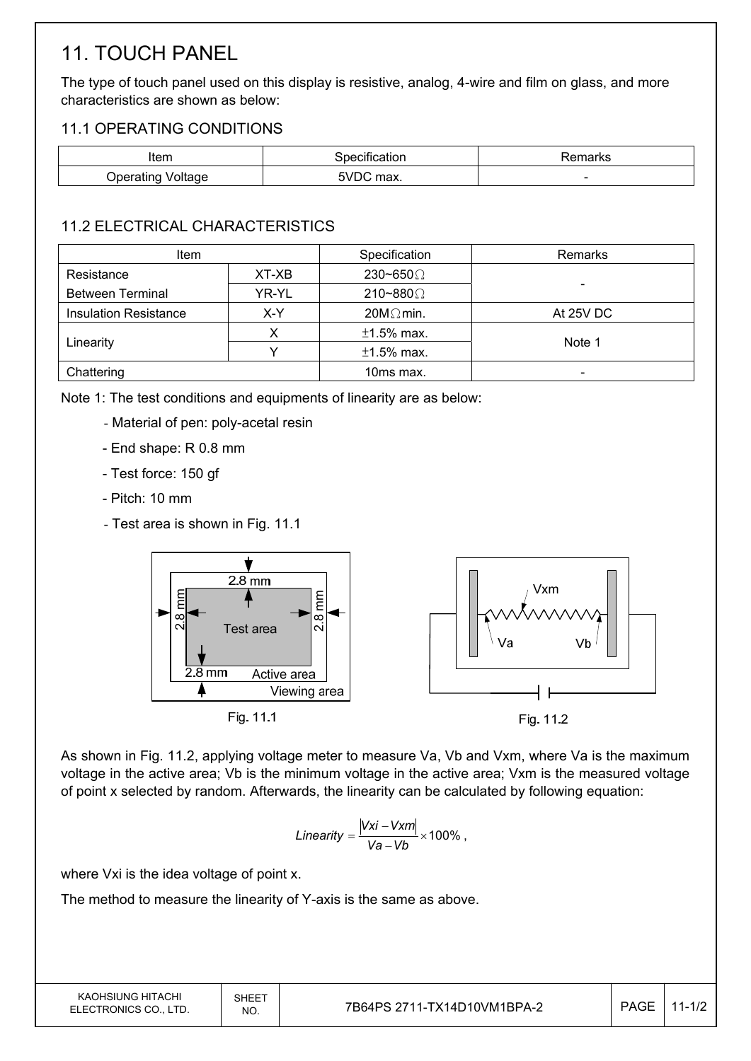# 11. TOUCH PANEL

The type of touch panel used on this display is resistive, analog, 4-wire and film on glass, and more characteristics are shown as below:

## 11.1 OPERATING CONDITIONS

| Item | Specification | Remarks |
|---|---|---|
| Operating Voltage | 5VDC max. | - |

## 11.2 ELECTRICAL CHARACTERISTICS

| Item | | Specification | Remarks |
|---|---|---|---|
| Resistance Between Terminal | XT-XB | 230~650Ω | - |
| | YR-YL | 210~880Ω | |
| Insulation Resistance | X-Y | 20MΩ min. | At 25V DC |
| Linearity | X | ±1.5% max. | Note 1 |
| | Y | ±1.5% max. | |
| Chattering | | 10ms max. | - |

Note 1: The test conditions and equipments of linearity are as below:

- Material of pen: poly-acetal resin
- End shape: R 0.8 mm
- Test force: 150 gf
- Pitch: 10 mm
- Test area is shown in Fig. 11.1

Fig. 11.1

Fig. 11.2

As shown in Fig. 11.2, applying voltage meter to measure Va, Vb and Vxm, where Va is the maximum voltage in the active area; Vb is the minimum voltage in the active area; Vxm is the measured voltage of point x selected by random. Afterwards, the linearity can be calculated by following equation:

$$Linearity = \frac{|Vxi - Vxm|}{Va - Vb} \times 100\%,$$

where Vxi is the idea voltage of point x.

The method to measure the linearity of Y-axis is the same as above.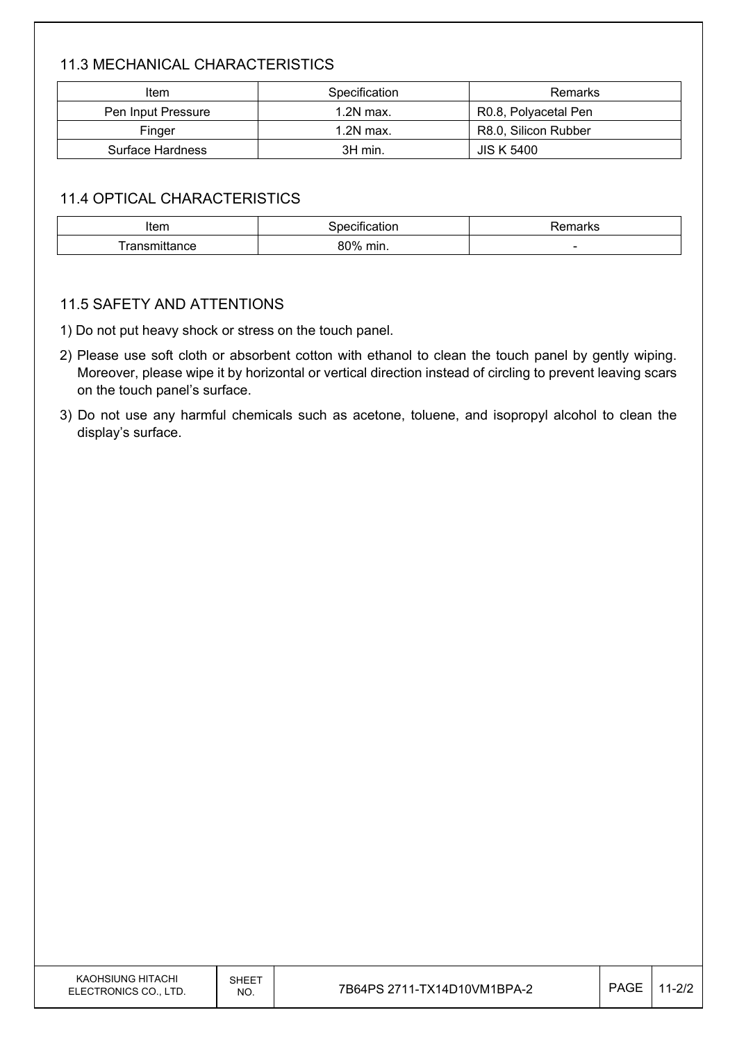### 11.3 MECHANICAL CHARACTERISTICS

| Item | Specification | Remarks |
|---|---|---|
| Pen Input Pressure | 1.2N max. | R0.8, Polyacetal Pen |
| Finger | 1.2N max. | R8.0, Silicon Rubber |
| Surface Hardness | 3H min. | JIS K 5400 |

### 11.4 OPTICAL CHARACTERISTICS

| Item | Specification | Remarks |
|---|---|---|
| Transmittance | 80% min. | - |

### 11.5 SAFETY AND ATTENTIONS

1) Do not put heavy shock or stress on the touch panel.
2) Please use soft cloth or absorbent cotton with ethanol to clean the touch panel by gently wiping. Moreover, please wipe it by horizontal or vertical direction instead of circling to prevent leaving scars on the touch panel's surface.
3) Do not use any harmful chemicals such as acetone, toluene, and isopropyl alcohol to clean the display's surface.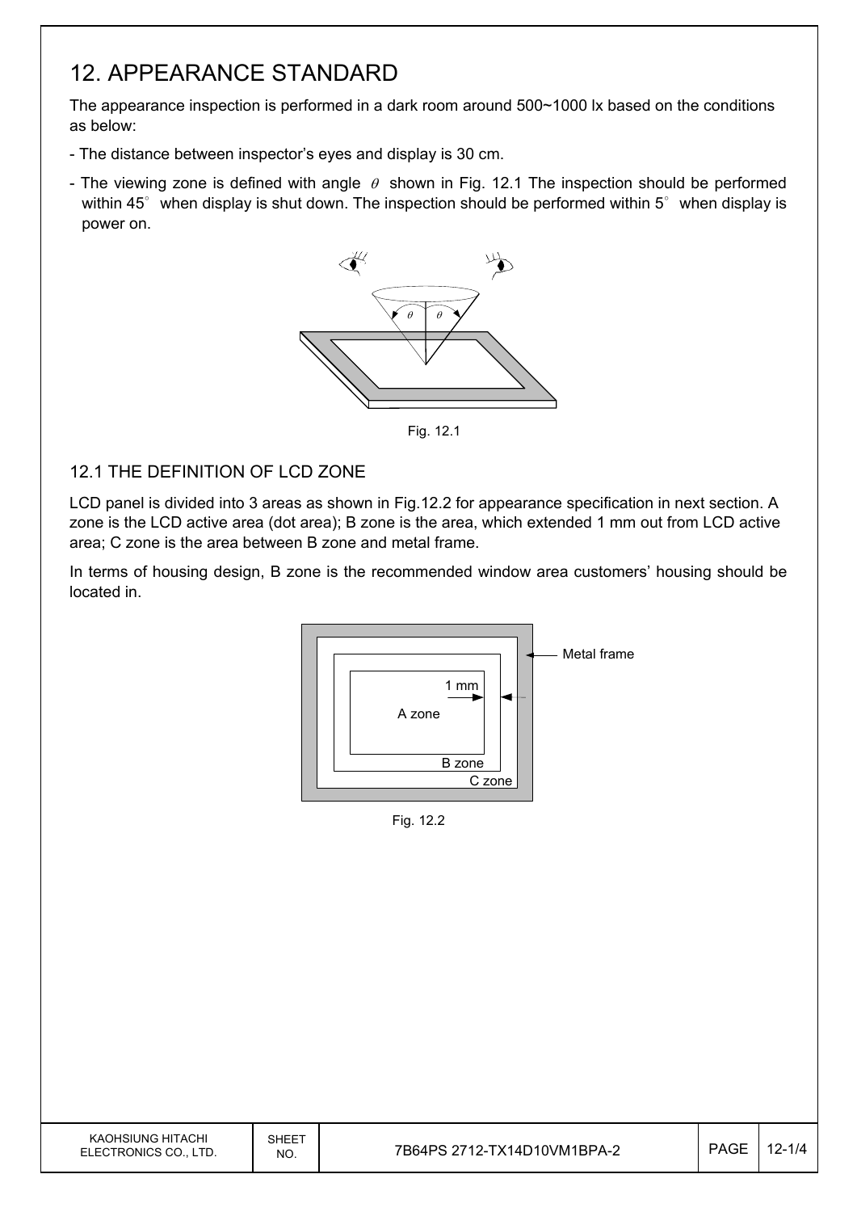# 12. APPEARANCE STANDARD

The appearance inspection is performed in a dark room around 500~1000 lx based on the conditions as below:

- The distance between inspector's eyes and display is 30 cm.
- The viewing zone is defined with angle $\theta$ shown in Fig. 12.1 The inspection should be performed within 45° when display is shut down. The inspection should be performed within 5° when display is power on.

Fig. 12.1

## 12.1 THE DEFINITION OF LCD ZONE

LCD panel is divided into 3 areas as shown in Fig.12.2 for appearance specification in next section. A zone is the LCD active area (dot area); B zone is the area, which extended 1 mm out from LCD active area; C zone is the area between B zone and metal frame.

In terms of housing design, B zone is the recommended window area customers' housing should be located in.

Fig. 12.2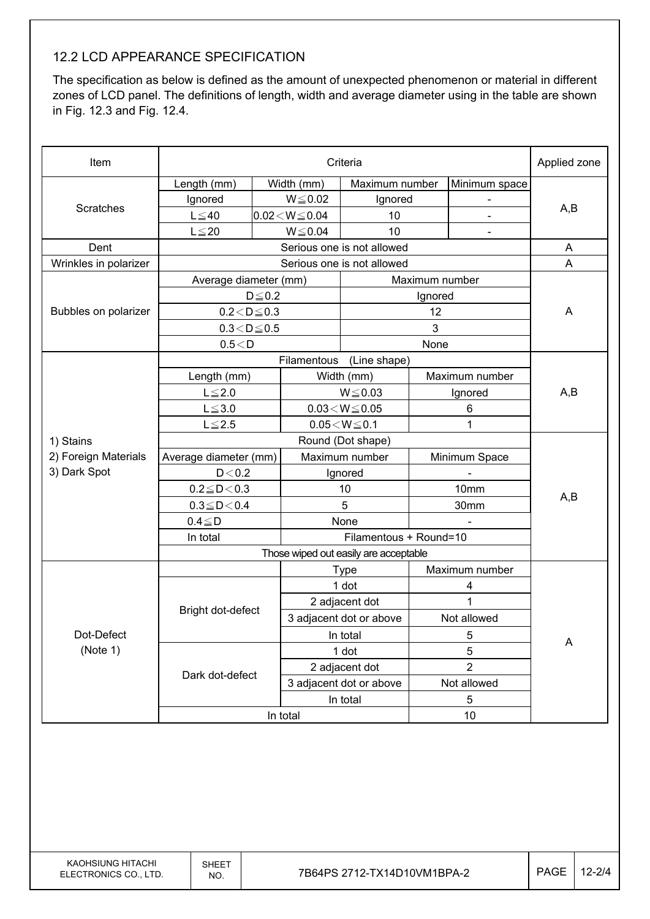## 12.2 LCD APPEARANCE SPECIFICATION

The specification as below is defined as the amount of unexpected phenomenon or material in different zones of LCD panel. The definitions of length, width and average diameter using in the table are shown in Fig. 12.3 and Fig. 12.4.

| Item | Criteria | | | | Applied zone |
|---|---|---|---|---|---|
| Scratches | Length (mm) | Width (mm) | Maximum number | Minimum space | A,B |
| | Ignored | W≦0.02 | Ignored | - | |
| | L≦40 | 0.02＜W≦0.04 | 10 | - | |
| | L≦20 | W≦0.04 | 10 | - | |
| Dent | Serious one is not allowed | | | | A |
| Wrinkles in polarizer | Serious one is not allowed | | | | A |
| Bubbles on polarizer | Average diameter (mm) | | Maximum number | | A |
| | D≦0.2 | | Ignored | | |
| | 0.2＜D≦0.3 | | 12 | | |
| | 0.3＜D≦0.5 | | 3 | | |
| | 0.5＜D | | None | | |
| 1) Stains<br>2) Foreign Materials<br>3) Dark Spot | Filamentous (Line shape) | | | | A,B |
| | Length (mm) | Width (mm) | | Maximum number | |
| | L≦2.0 | W≦0.03 | | Ignored | |
| | L≦3.0 | 0.03＜W≦0.05 | | 6 | |
| | L≦2.5 | 0.05＜W≦0.1 | | 1 | |
| | Round (Dot shape) | | | | A,B |
| | Average diameter (mm) | Maximum number | | Minimum Space | |
| | D＜0.2 | Ignored | | - | |
| | 0.2≦D＜0.3 | 10 | | 10mm | |
| | 0.3≦D＜0.4 | 5 | | 30mm | |
| | 0.4≦D | None | | - | |
| | In total | Filamentous + Round=10 | | | |
| | Those wiped out easily are acceptable | | | | |
| Dot-Defect<br>(Note 1) | | Type | | Maximum number | A |
| | Bright dot-defect | 1 dot | | 4 | |
| | | 2 adjacent dot | | 1 | |
| | | 3 adjacent dot or above | | Not allowed | |
| | | In total | | 5 | |
| | Dark dot-defect | 1 dot | | 5 | |
| | | 2 adjacent dot | | 2 | |
| | | 3 adjacent dot or above | | Not allowed | |
| | | In total | | 5 | |
| | In total | | | 10 | |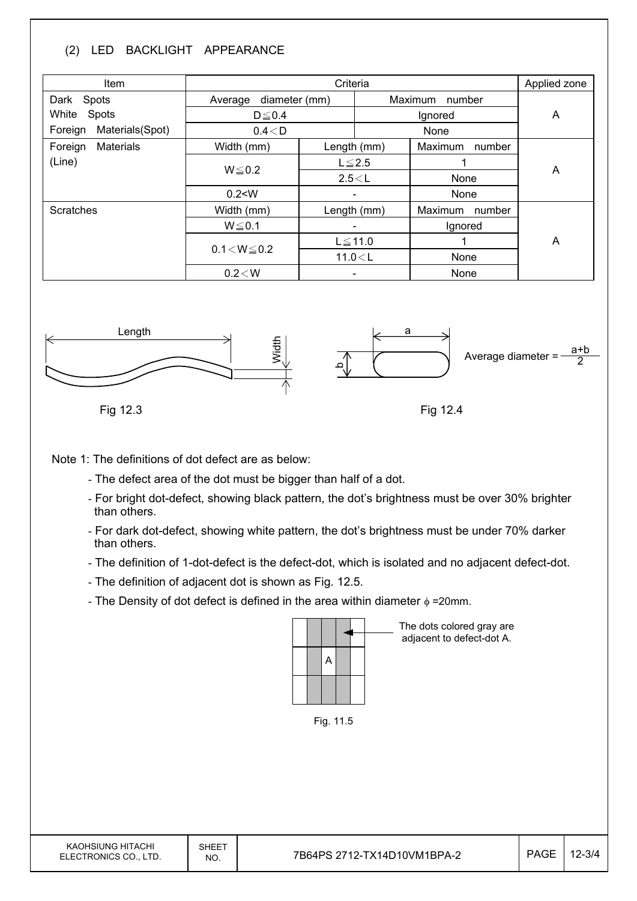(2) LED BACKLIGHT APPEARANCE

| Item | Criteria | | | Applied zone |
|---|---|---|---|---|
| Dark Spots<br>White Spots<br>Foreign Materials(Spot) | Average diameter (mm) | | Maximum number | A |
| | D≦0.4 | | Ignored | |
| | 0.4＜D | | None | |
| Foreign Materials (Line) | Width (mm) | Length (mm) | Maximum number | A |
| | W≦0.2 | L≦2.5 | 1 | |
| | | 2.5＜L | None | |
| | 0.2<W | - | None | |
| Scratches | Width (mm) | Length (mm) | Maximum number | A |
| | W≦0.1 | - | Ignored | |
| | 0.1＜W≦0.2 | L≦11.0 | 1 | |
| | | 11.0＜L | None | |
| | 0.2＜W | - | None | |

Length / Width

Fig 12.3

a / b

Average diameter = $\frac{a+b}{2}$

Fig 12.4

Note 1: The definitions of dot defect are as below:

- The defect area of the dot must be bigger than half of a dot.
- For bright dot-defect, showing black pattern, the dot's brightness must be over 30% brighter than others.
- For dark dot-defect, showing white pattern, the dot's brightness must be under 70% darker than others.
- The definition of 1-dot-defect is the defect-dot, which is isolated and no adjacent defect-dot.
- The definition of adjacent dot is shown as Fig. 12.5.
- The Density of dot defect is defined in the area within diameter $\phi$ =20mm.

The dots colored gray are adjacent to defect-dot A.

Fig. 11.5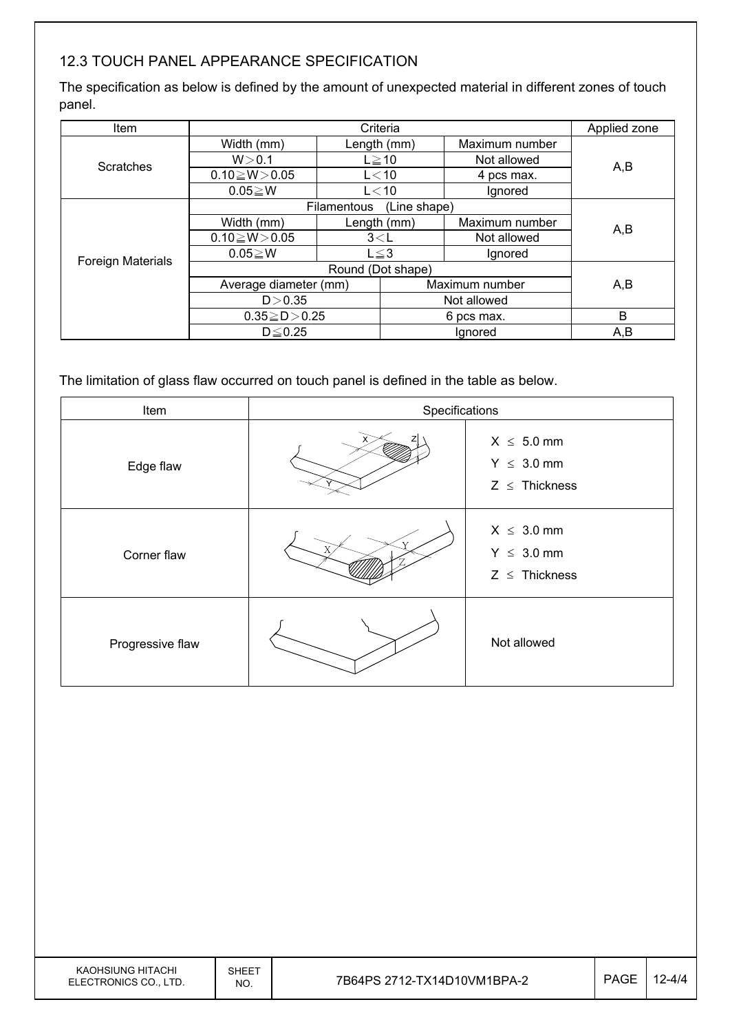## 12.3 TOUCH PANEL APPEARANCE SPECIFICATION

The specification as below is defined by the amount of unexpected material in different zones of touch panel.

| Item | Criteria | | | Applied zone |
|---|---|---|---|---|
| Scratches | Width (mm) | Length (mm) | Maximum number | A,B |
| | W＞0.1 | L≧10 | Not allowed | |
| | 0.10≧W＞0.05 | L＜10 | 4 pcs max. | |
| | 0.05≧W | L＜10 | Ignored | |
| Foreign Materials | Filamentous (Line shape) | | | A,B |
| | Width (mm) | Length (mm) | Maximum number | |
| | 0.10≧W＞0.05 | 3＜L | Not allowed | |
| | 0.05≧W | L≦3 | Ignored | |
| | Round (Dot shape) | | | A,B |
| | Average diameter (mm) | | Maximum number | |
| | D＞0.35 | | Not allowed | |
| | 0.35≧D＞0.25 | | 6 pcs max. | B |
| | D≦0.25 | | Ignored | A,B |

The limitation of glass flaw occurred on touch panel is defined in the table as below.

| Item | Specifications |
|---|---|
| Edge flaw | X ≤ 5.0 mm<br>Y ≤ 3.0 mm<br>Z ≤ Thickness |
| Corner flaw | X ≤ 3.0 mm<br>Y ≤ 3.0 mm<br>Z ≤ Thickness |
| Progressive flaw | Not allowed |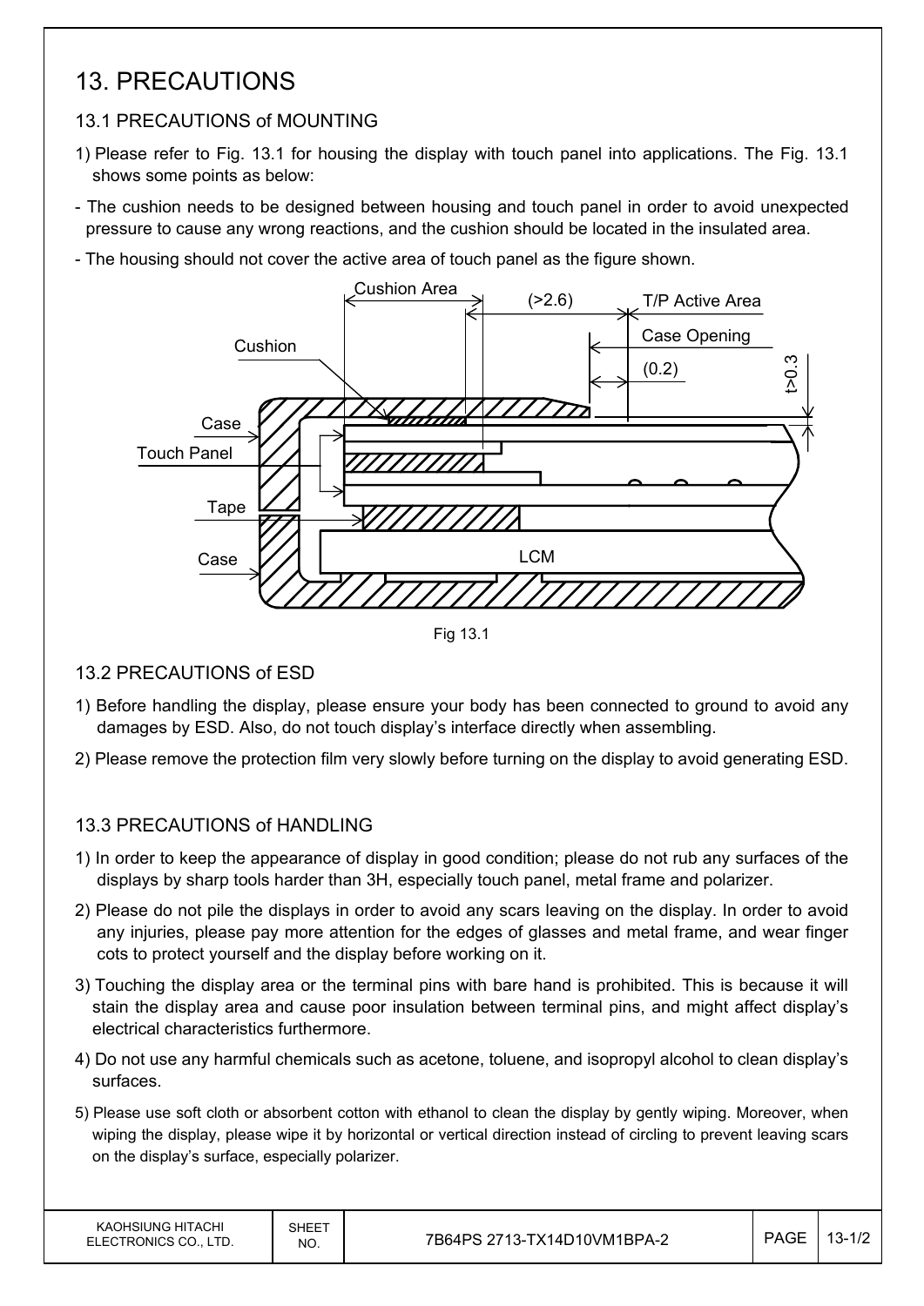# 13. PRECAUTIONS

## 13.1 PRECAUTIONS of MOUNTING

1) Please refer to Fig. 13.1 for housing the display with touch panel into applications. The Fig. 13.1 shows some points as below:

- The cushion needs to be designed between housing and touch panel in order to avoid unexpected pressure to cause any wrong reactions, and the cushion should be located in the insulated area.
- The housing should not cover the active area of touch panel as the figure shown.

Fig 13.1

## 13.2 PRECAUTIONS of ESD

1) Before handling the display, please ensure your body has been connected to ground to avoid any damages by ESD. Also, do not touch display's interface directly when assembling.
2) Please remove the protection film very slowly before turning on the display to avoid generating ESD.

## 13.3 PRECAUTIONS of HANDLING

1) In order to keep the appearance of display in good condition; please do not rub any surfaces of the displays by sharp tools harder than 3H, especially touch panel, metal frame and polarizer.
2) Please do not pile the displays in order to avoid any scars leaving on the display. In order to avoid any injuries, please pay more attention for the edges of glasses and metal frame, and wear finger cots to protect yourself and the display before working on it.
3) Touching the display area or the terminal pins with bare hand is prohibited. This is because it will stain the display area and cause poor insulation between terminal pins, and might affect display's electrical characteristics furthermore.
4) Do not use any harmful chemicals such as acetone, toluene, and isopropyl alcohol to clean display's surfaces.
5) Please use soft cloth or absorbent cotton with ethanol to clean the display by gently wiping. Moreover, when wiping the display, please wipe it by horizontal or vertical direction instead of circling to prevent leaving scars on the display's surface, especially polarizer.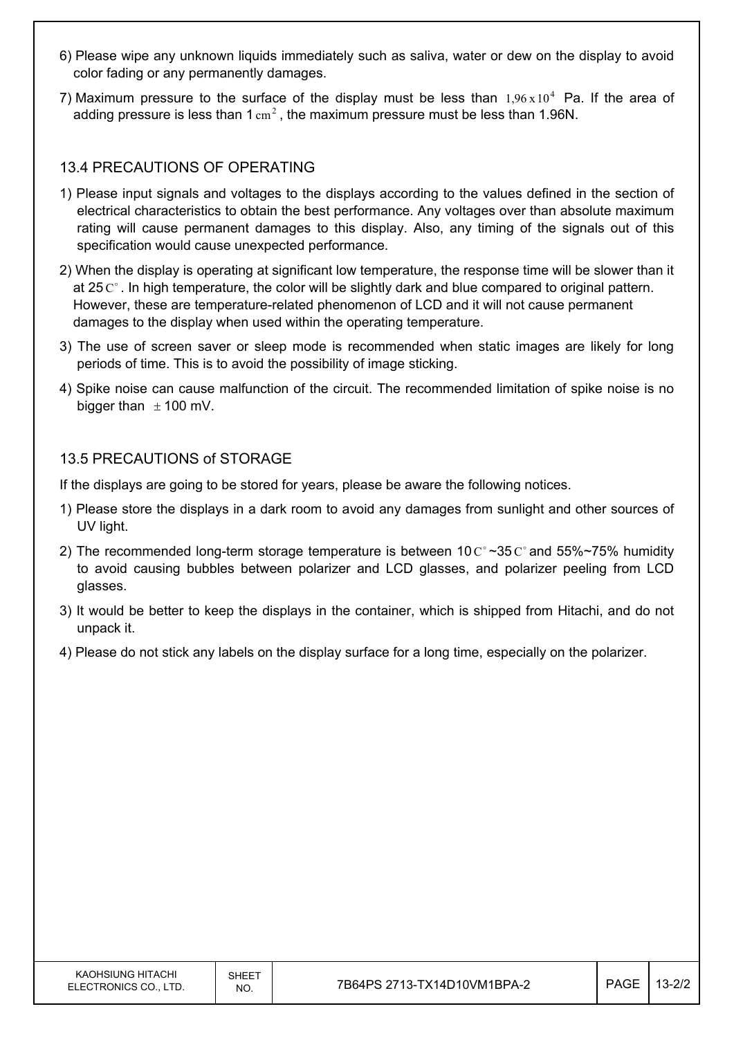6) Please wipe any unknown liquids immediately such as saliva, water or dew on the display to avoid color fading or any permanently damages.

7) Maximum pressure to the surface of the display must be less than $1{,}96 \times 10^4$ Pa. If the area of adding pressure is less than 1 $cm^2$, the maximum pressure must be less than 1.96N.

## 13.4 PRECAUTIONS OF OPERATING

1) Please input signals and voltages to the displays according to the values defined in the section of electrical characteristics to obtain the best performance. Any voltages over than absolute maximum rating will cause permanent damages to this display. Also, any timing of the signals out of this specification would cause unexpected performance.

2) When the display is operating at significant low temperature, the response time will be slower than it at 25 $C^\circ$. In high temperature, the color will be slightly dark and blue compared to original pattern. However, these are temperature-related phenomenon of LCD and it will not cause permanent damages to the display when used within the operating temperature.

3) The use of screen saver or sleep mode is recommended when static images are likely for long periods of time. This is to avoid the possibility of image sticking.

4) Spike noise can cause malfunction of the circuit. The recommended limitation of spike noise is no bigger than $\pm$100 mV.

## 13.5 PRECAUTIONS of STORAGE

If the displays are going to be stored for years, please be aware the following notices.

1) Please store the displays in a dark room to avoid any damages from sunlight and other sources of UV light.

2) The recommended long-term storage temperature is between 10 $C^\circ$~35 $C^\circ$ and 55%~75% humidity to avoid causing bubbles between polarizer and LCD glasses, and polarizer peeling from LCD glasses.

3) It would be better to keep the displays in the container, which is shipped from Hitachi, and do not unpack it.

4) Please do not stick any labels on the display surface for a long time, especially on the polarizer.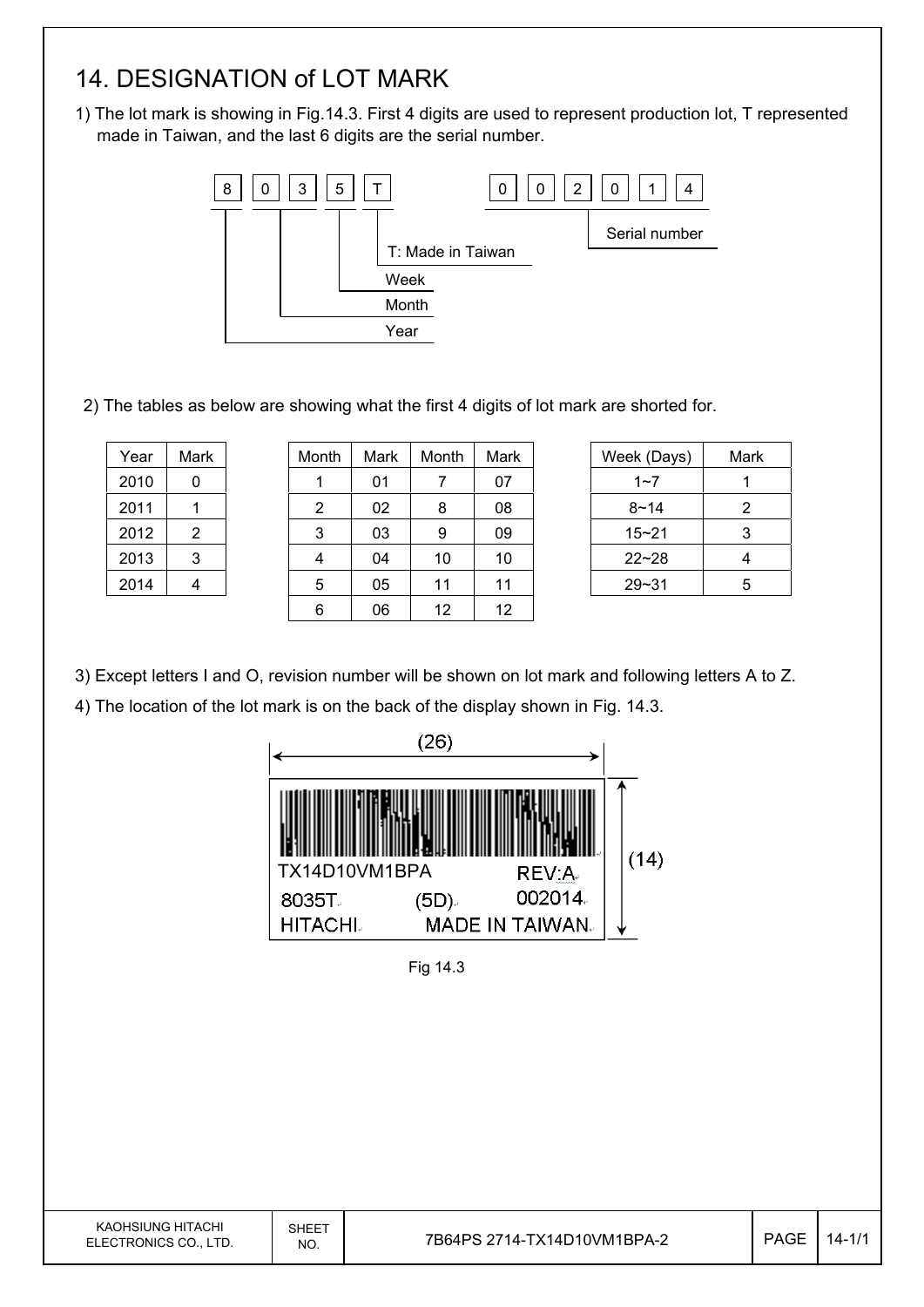# 14. DESIGNATION of LOT MARK

1) The lot mark is showing in Fig.14.3. First 4 digits are used to represent production lot, T represented made in Taiwan, and the last 6 digits are the serial number.

8 0 3 5 T    0 0 2 0 1 4

T: Made in Taiwan

Serial number

Week

Month

Year

2) The tables as below are showing what the first 4 digits of lot mark are shorted for.

| Year | Mark |
|---|---|
| 2010 | 0 |
| 2011 | 1 |
| 2012 | 2 |
| 2013 | 3 |
| 2014 | 4 |

| Month | Mark | Month | Mark |
|---|---|---|---|
| 1 | 01 | 7 | 07 |
| 2 | 02 | 8 | 08 |
| 3 | 03 | 9 | 09 |
| 4 | 04 | 10 | 10 |
| 5 | 05 | 11 | 11 |
| 6 | 06 | 12 | 12 |

| Week (Days) | Mark |
|---|---|
| 1~7 | 1 |
| 8~14 | 2 |
| 15~21 | 3 |
| 22~28 | 4 |
| 29~31 | 5 |

3) Except letters I and O, revision number will be shown on lot mark and following letters A to Z.

4) The location of the lot mark is on the back of the display shown in Fig. 14.3.

(26)

(14)

TX14D10VM1BPA    REV:A

8035T    (5D)    002014

HITACHI    MADE IN TAIWAN

Fig 14.3